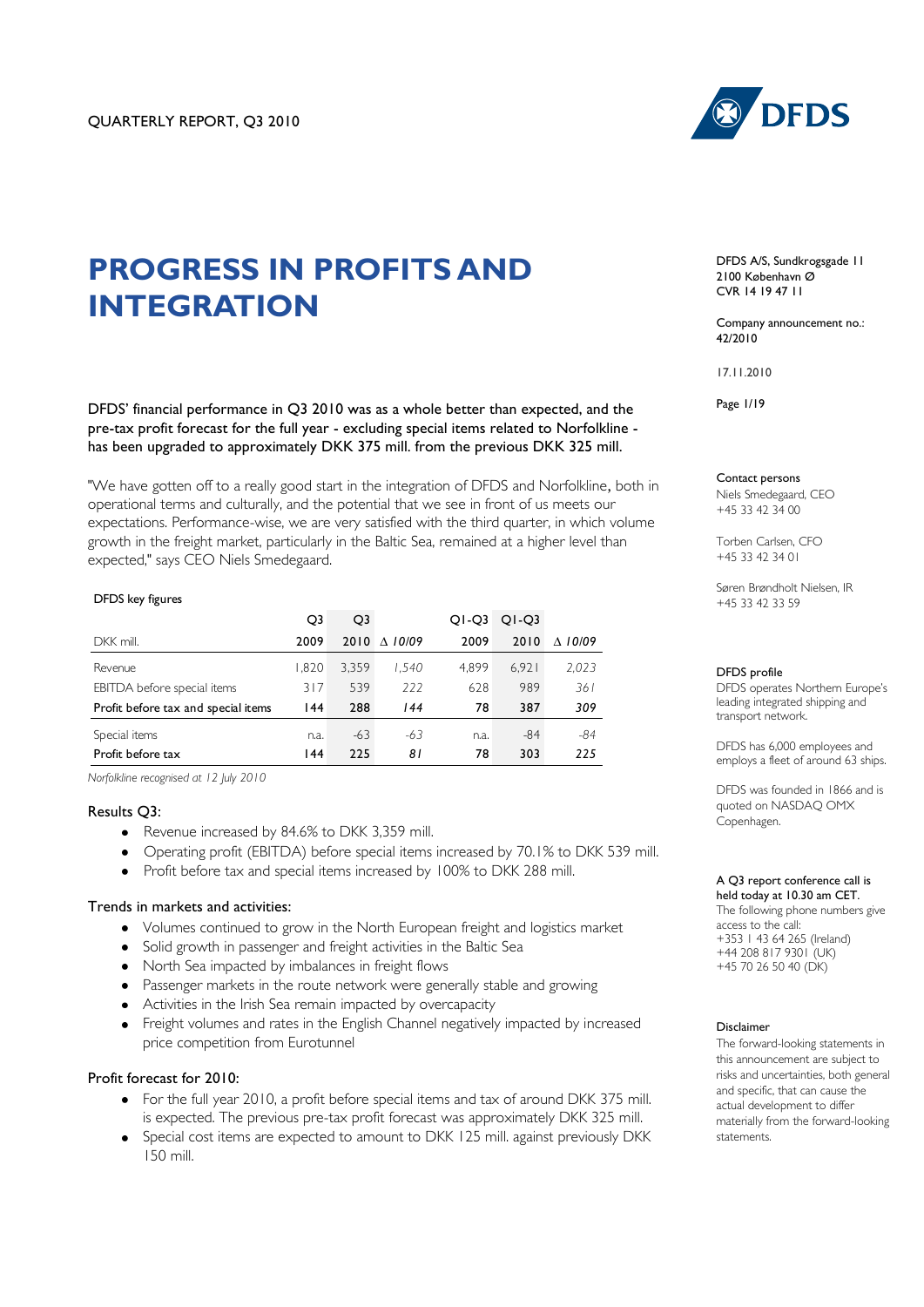QUARTERLY REPORT, Q3 2010

# PROGRESS IN PROFITS AND INTEGRATION

DFDS' financial performance in Q3 2010 was as a whole better than expected, and the pre-tax profit forecast for the full year - excluding special items related to Norfolkline - has been upgraded to approximately DKK 375 mill. from the previous DKK 325 mill.

"We have gotten off to a really good start in the integration of DFDS and Norfolkline, both in operational terms and culturally, and the potential that we see in front of us meets our expectations. Performance-wise, we are very satisfied with the third quarter, in which volume growth in the freight market, particularly in the Baltic Sea, remained at a higher level than expected," says CEO Niels Smedegaard.

DFDS key figures

| DKK mill. | Q3 2009 | Q3 2010 | Δ 10/09 | Q1-Q3 2009 | Q1-Q3 2010 | Δ 10/09 |
|---|---|---|---|---|---|---|
| Revenue | 1,820 | 3,359 | *1,540* | 4,899 | 6,921 | *2,023* |
| EBITDA before special items | 317 | 539 | *222* | 628 | 989 | *361* |
| **Profit before tax and special items** | **144** | **288** | ***144*** | **78** | **387** | ***309*** |
| Special items | n.a. | -63 | *-63* | n.a. | -84 | *-84* |
| **Profit before tax** | **144** | **225** | ***81*** | **78** | **303** | ***225*** |

*Norfolkline recognised at 12 July 2010*

### Results Q3:

- Revenue increased by 84.6% to DKK 3,359 mill.
- Operating profit (EBITDA) before special items increased by 70.1% to DKK 539 mill.
- Profit before tax and special items increased by 100% to DKK 288 mill.

### Trends in markets and activities:

- Volumes continued to grow in the North European freight and logistics market
- Solid growth in passenger and freight activities in the Baltic Sea
- North Sea impacted by imbalances in freight flows
- Passenger markets in the route network were generally stable and growing
- Activities in the Irish Sea remain impacted by overcapacity
- Freight volumes and rates in the English Channel negatively impacted by increased price competition from Eurotunnel

### Profit forecast for 2010:

- For the full year 2010, a profit before special items and tax of around DKK 375 mill. is expected. The previous pre-tax profit forecast was approximately DKK 325 mill.
- Special cost items are expected to amount to DKK 125 mill. against previously DKK 150 mill.

DFDS A/S, Sundkrogsgade 11
2100 København Ø
CVR 14 19 47 11

Company announcement no.: 42/2010

17.11.2010

**Contact persons**

Niels Smedegaard, CEO
+45 33 42 34 00

Torben Carlsen, CFO
+45 33 42 34 01

Søren Brøndholt Nielsen, IR
+45 33 42 33 59

**DFDS profile**

DFDS operates Northern Europe's leading integrated shipping and transport network.

DFDS has 6,000 employees and employs a fleet of around 63 ships.

DFDS was founded in 1866 and is quoted on NASDAQ OMX Copenhagen.

**A Q3 report conference call is held today at 10.30 am CET.**
The following phone numbers give access to the call:
+353 1 43 64 265 (Ireland)
+44 208 817 9301 (UK)
+45 70 26 50 40 (DK)

**Disclaimer**

The forward-looking statements in this announcement are subject to risks and uncertainties, both general and specific, that can cause the actual development to differ materially from the forward-looking statements.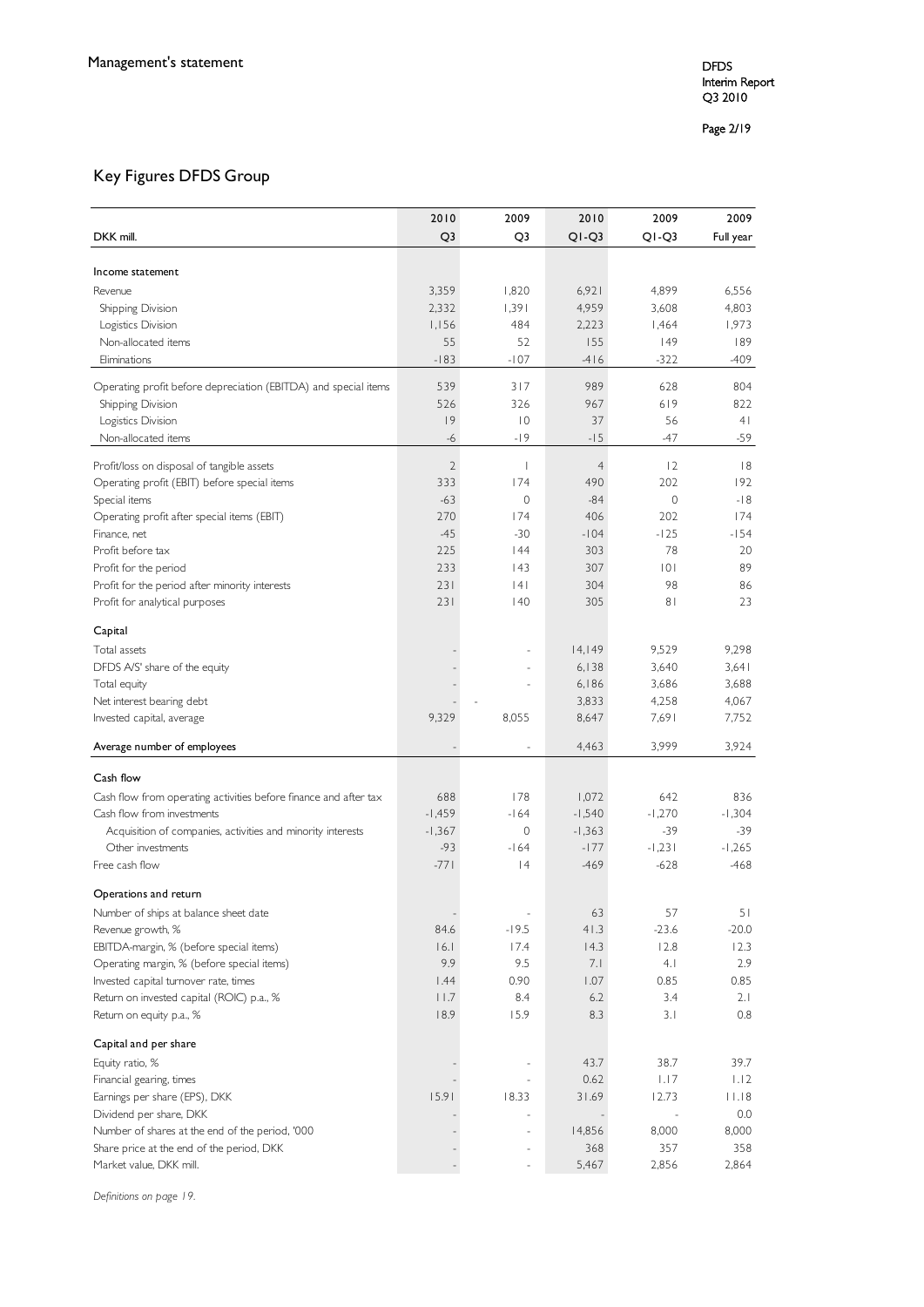Management's statement

## Key Figures DFDS Group

| DKK mill. | 2010 Q3 | 2009 Q3 | 2010 Q1-Q3 | 2009 Q1-Q3 | 2009 Full year |
|---|---|---|---|---|---|
| **Income statement** | | | | | |
| Revenue | 3,359 | 1,820 | 6,921 | 4,899 | 6,556 |
| Shipping Division | 2,332 | 1,391 | 4,959 | 3,608 | 4,803 |
| Logistics Division | 1,156 | 484 | 2,223 | 1,464 | 1,973 |
| Non-allocated items | 55 | 52 | 155 | 149 | 189 |
| Eliminations | -183 | -107 | -416 | -322 | -409 |
| Operating profit before depreciation (EBITDA) and special items | 539 | 317 | 989 | 628 | 804 |
| Shipping Division | 526 | 326 | 967 | 619 | 822 |
| Logistics Division | 19 | 10 | 37 | 56 | 41 |
| Non-allocated items | -6 | -19 | -15 | -47 | -59 |
| Profit/loss on disposal of tangible assets | 2 | 1 | 4 | 12 | 18 |
| Operating profit (EBIT) before special items | 333 | 174 | 490 | 202 | 192 |
| Special items | -63 | 0 | -84 | 0 | -18 |
| Operating profit after special items (EBIT) | 270 | 174 | 406 | 202 | 174 |
| Finance, net | -45 | -30 | -104 | -125 | -154 |
| Profit before tax | 225 | 144 | 303 | 78 | 20 |
| Profit for the period | 233 | 143 | 307 | 101 | 89 |
| Profit for the period after minority interests | 231 | 141 | 304 | 98 | 86 |
| Profit for analytical purposes | 231 | 140 | 305 | 81 | 23 |
| **Capital** | | | | | |
| Total assets | - | - | 14,149 | 9,529 | 9,298 |
| DFDS A/S' share of the equity | - | - | 6,138 | 3,640 | 3,641 |
| Total equity | - | - | 6,186 | 3,686 | 3,688 |
| Net interest bearing debt | - | - | 3,833 | 4,258 | 4,067 |
| Invested capital, average | 9,329 | 8,055 | 8,647 | 7,691 | 7,752 |
| Average number of employees | - | - | 4,463 | 3,999 | 3,924 |
| **Cash flow** | | | | | |
| Cash flow from operating activities before finance and after tax | 688 | 178 | 1,072 | 642 | 836 |
| Cash flow from investments | -1,459 | -164 | -1,540 | -1,270 | -1,304 |
| Acquisition of companies, activities and minority interests | -1,367 | 0 | -1,363 | -39 | -39 |
| Other investments | -93 | -164 | -177 | -1,231 | -1,265 |
| Free cash flow | -771 | 14 | -469 | -628 | -468 |
| **Operations and return** | | | | | |
| Number of ships at balance sheet date | - | - | 63 | 57 | 51 |
| Revenue growth, % | 84.6 | -19.5 | 41.3 | -23.6 | -20.0 |
| EBITDA-margin, % (before special items) | 16.1 | 17.4 | 14.3 | 12.8 | 12.3 |
| Operating margin, % (before special items) | 9.9 | 9.5 | 7.1 | 4.1 | 2.9 |
| Invested capital turnover rate, times | 1.44 | 0.90 | 1.07 | 0.85 | 0.85 |
| Return on invested capital (ROIC) p.a., % | 11.7 | 8.4 | 6.2 | 3.4 | 2.1 |
| Return on equity p.a., % | 18.9 | 15.9 | 8.3 | 3.1 | 0.8 |
| **Capital and per share** | | | | | |
| Equity ratio, % | - | - | 43.7 | 38.7 | 39.7 |
| Financial gearing, times | - | - | 0.62 | 1.17 | 1.12 |
| Earnings per share (EPS), DKK | 15.91 | 18.33 | 31.69 | 12.73 | 11.18 |
| Dividend per share, DKK | - | - | - | - | 0.0 |
| Number of shares at the end of the period, '000 | - | - | 14,856 | 8,000 | 8,000 |
| Share price at the end of the period, DKK | - | - | 368 | 357 | 358 |
| Market value, DKK mill. | - | - | 5,467 | 2,856 | 2,864 |

*Definitions on page 19.*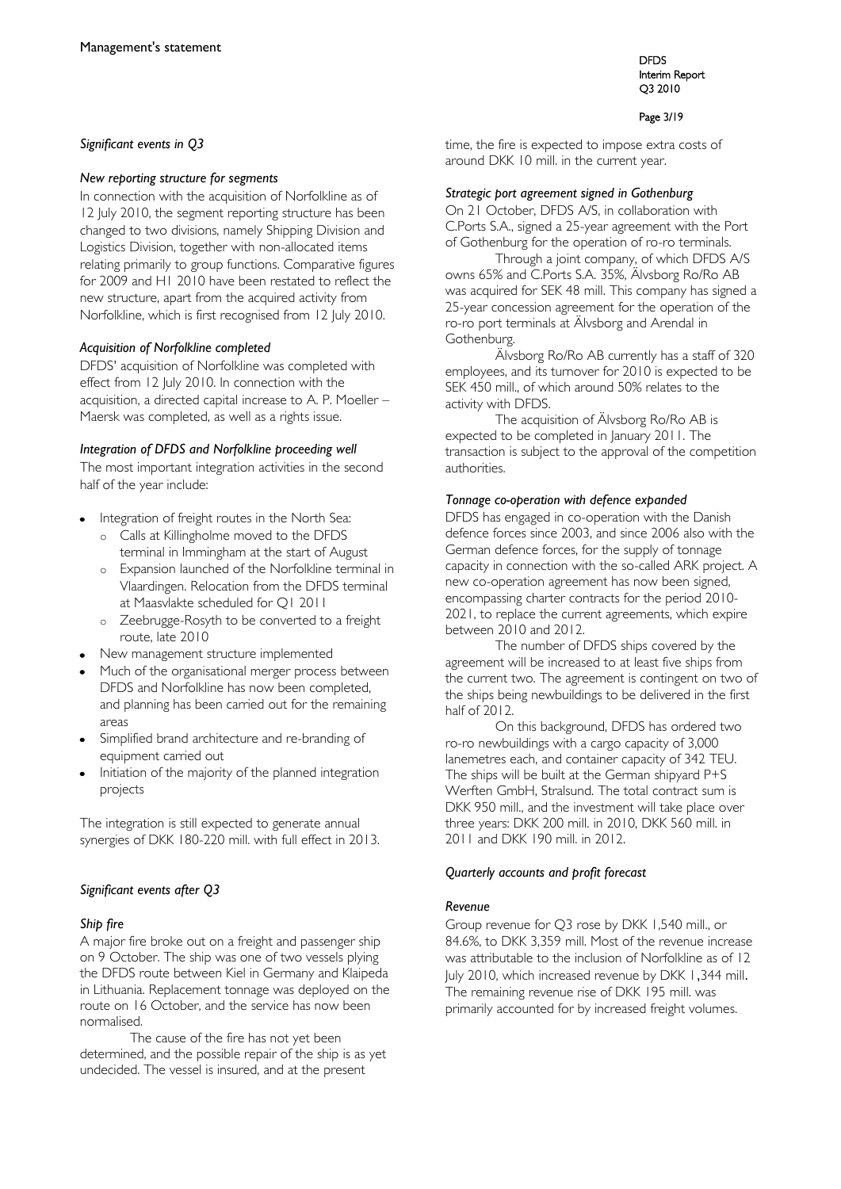## Management's statement

### *Significant events in Q3*

#### *New reporting structure for segments*

In connection with the acquisition of Norfolkline as of 12 July 2010, the segment reporting structure has been changed to two divisions, namely Shipping Division and Logistics Division, together with non-allocated items relating primarily to group functions. Comparative figures for 2009 and H1 2010 have been restated to reflect the new structure, apart from the acquired activity from Norfolkline, which is first recognised from 12 July 2010.

#### *Acquisition of Norfolkline completed*

DFDS' acquisition of Norfolkline was completed with effect from 12 July 2010. In connection with the acquisition, a directed capital increase to A. P. Moeller – Maersk was completed, as well as a rights issue.

#### *Integration of DFDS and Norfolkline proceeding well*

The most important integration activities in the second half of the year include:

- Integration of freight routes in the North Sea:
  - Calls at Killingholme moved to the DFDS terminal in Immingham at the start of August
  - Expansion launched of the Norfolkline terminal in Vlaardingen. Relocation from the DFDS terminal at Maasvlakte scheduled for Q1 2011
  - Zeebrugge-Rosyth to be converted to a freight route, late 2010
- New management structure implemented
- Much of the organisational merger process between DFDS and Norfolkline has now been completed, and planning has been carried out for the remaining areas
- Simplified brand architecture and re-branding of equipment carried out
- Initiation of the majority of the planned integration projects

The integration is still expected to generate annual synergies of DKK 180-220 mill. with full effect in 2013.

### *Significant events after Q3*

#### *Ship fire*

A major fire broke out on a freight and passenger ship on 9 October. The ship was one of two vessels plying the DFDS route between Kiel in Germany and Klaipeda in Lithuania. Replacement tonnage was deployed on the route on 16 October, and the service has now been normalised.

The cause of the fire has not yet been determined, and the possible repair of the ship is as yet undecided. The vessel is insured, and at the present time, the fire is expected to impose extra costs of around DKK 10 mill. in the current year.

#### *Strategic port agreement signed in Gothenburg*

On 21 October, DFDS A/S, in collaboration with C.Ports S.A., signed a 25-year agreement with the Port of Gothenburg for the operation of ro-ro terminals.

Through a joint company, of which DFDS A/S owns 65% and C.Ports S.A. 35%, Älvsborg Ro/Ro AB was acquired for SEK 48 mill. This company has signed a 25-year concession agreement for the operation of the ro-ro port terminals at Älvsborg and Arendal in Gothenburg.

Älvsborg Ro/Ro AB currently has a staff of 320 employees, and its turnover for 2010 is expected to be SEK 450 mill., of which around 50% relates to the activity with DFDS.

The acquisition of Älvsborg Ro/Ro AB is expected to be completed in January 2011. The transaction is subject to the approval of the competition authorities.

#### *Tonnage co-operation with defence expanded*

DFDS has engaged in co-operation with the Danish defence forces since 2003, and since 2006 also with the German defence forces, for the supply of tonnage capacity in connection with the so-called ARK project. A new co-operation agreement has now been signed, encompassing charter contracts for the period 2010-2021, to replace the current agreements, which expire between 2010 and 2012.

The number of DFDS ships covered by the agreement will be increased to at least five ships from the current two. The agreement is contingent on two of the ships being newbuildings to be delivered in the first half of 2012.

On this background, DFDS has ordered two ro-ro newbuildings with a cargo capacity of 3,000 lanemetres each, and container capacity of 342 TEU. The ships will be built at the German shipyard P+S Werften GmbH, Stralsund. The total contract sum is DKK 950 mill., and the investment will take place over three years: DKK 200 mill. in 2010, DKK 560 mill. in 2011 and DKK 190 mill. in 2012.

### *Quarterly accounts and profit forecast*

#### *Revenue*

Group revenue for Q3 rose by DKK 1,540 mill., or 84.6%, to DKK 3,359 mill. Most of the revenue increase was attributable to the inclusion of Norfolkline as of 12 July 2010, which increased revenue by DKK 1,344 mill. The remaining revenue rise of DKK 195 mill. was primarily accounted for by increased freight volumes.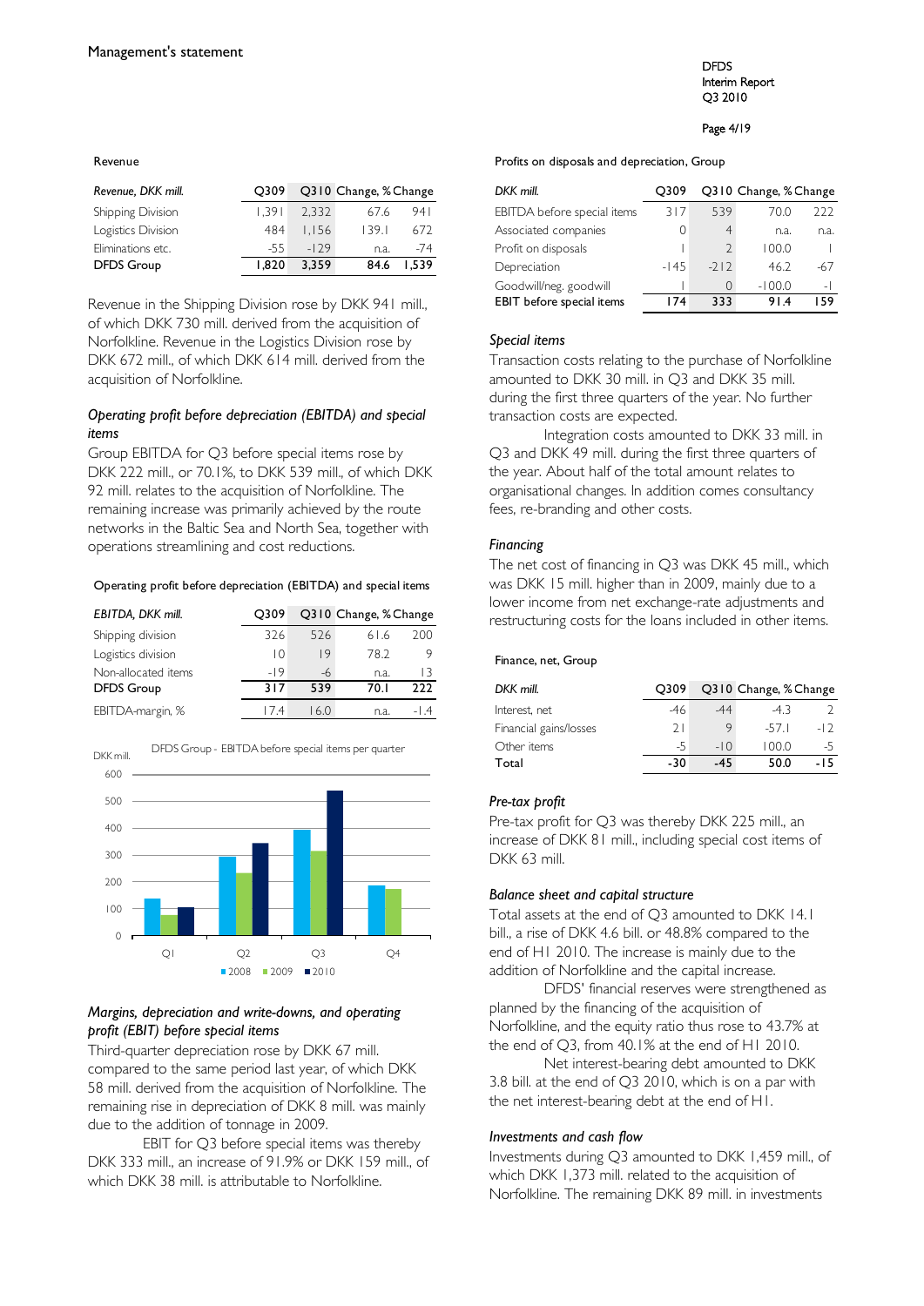Management's statement

### Revenue

| Revenue, DKK mill. | Q309 | Q310 | Change, % | Change |
|---|---|---|---|---|
| Shipping Division | 1,391 | 2,332 | 67.6 | 941 |
| Logistics Division | 484 | 1,156 | 139.1 | 672 |
| Eliminations etc. | -55 | -129 | n.a. | -74 |
| **DFDS Group** | **1,820** | **3,359** | **84.6** | **1,539** |

Revenue in the Shipping Division rose by DKK 941 mill., of which DKK 730 mill. derived from the acquisition of Norfolkline. Revenue in the Logistics Division rose by DKK 672 mill., of which DKK 614 mill. derived from the acquisition of Norfolkline.

### *Operating profit before depreciation (EBITDA) and special items*

Group EBITDA for Q3 before special items rose by DKK 222 mill., or 70.1%, to DKK 539 mill., of which DKK 92 mill. relates to the acquisition of Norfolkline. The remaining increase was primarily achieved by the route networks in the Baltic Sea and North Sea, together with operations streamlining and cost reductions.

Operating profit before depreciation (EBITDA) and special items

| EBITDA, DKK mill. | Q309 | Q310 | Change, % | Change |
|---|---|---|---|---|
| Shipping division | 326 | 526 | 61.6 | 200 |
| Logistics division | 10 | 19 | 78.2 | 9 |
| Non-allocated items | -19 | -6 | n.a. | 13 |
| **DFDS Group** | **317** | **539** | **70.1** | **222** |
| EBITDA-margin, % | 17.4 | 16.0 | n.a. | -1.4 |

DFDS Group - EBITDA before special items per quarter

### *Margins, depreciation and write-downs, and operating profit (EBIT) before special items*

Third-quarter depreciation rose by DKK 67 mill. compared to the same period last year, of which DKK 58 mill. derived from the acquisition of Norfolkline. The remaining rise in depreciation of DKK 8 mill. was mainly due to the addition of tonnage in 2009.

EBIT for Q3 before special items was thereby DKK 333 mill., an increase of 91.9% or DKK 159 mill., of which DKK 38 mill. is attributable to Norfolkline.

Profits on disposals and depreciation, Group

| DKK mill. | Q309 | Q310 | Change, % | Change |
|---|---|---|---|---|
| EBITDA before special items | 317 | 539 | 70.0 | 222 |
| Associated companies | 0 | 4 | n.a. | n.a. |
| Profit on disposals | 1 | 2 | 100.0 | 1 |
| Depreciation | -145 | -212 | 46.2 | -67 |
| Goodwill/neg. goodwill | 1 | 0 | -100.0 | -1 |
| **EBIT before special items** | **174** | **333** | **91.4** | **159** |

### *Special items*

Transaction costs relating to the purchase of Norfolkline amounted to DKK 30 mill. in Q3 and DKK 35 mill. during the first three quarters of the year. No further transaction costs are expected.

Integration costs amounted to DKK 33 mill. in Q3 and DKK 49 mill. during the first three quarters of the year. About half of the total amount relates to organisational changes. In addition comes consultancy fees, re-branding and other costs.

### *Financing*

The net cost of financing in Q3 was DKK 45 mill., which was DKK 15 mill. higher than in 2009, mainly due to a lower income from net exchange-rate adjustments and restructuring costs for the loans included in other items.

Finance, net, Group

| DKK mill. | Q309 | Q310 | Change, % | Change |
|---|---|---|---|---|
| Interest, net | -46 | -44 | -4.3 | 2 |
| Financial gains/losses | 21 | 9 | -57.1 | -12 |
| Other items | -5 | -10 | 100.0 | -5 |
| **Total** | **-30** | **-45** | **50.0** | **-15** |

### *Pre-tax profit*

Pre-tax profit for Q3 was thereby DKK 225 mill., an increase of DKK 81 mill., including special cost items of DKK 63 mill.

### *Balance sheet and capital structure*

Total assets at the end of Q3 amounted to DKK 14.1 bill., a rise of DKK 4.6 bill. or 48.8% compared to the end of H1 2010. The increase is mainly due to the addition of Norfolkline and the capital increase.

DFDS' financial reserves were strengthened as planned by the financing of the acquisition of Norfolkline, and the equity ratio thus rose to 43.7% at the end of Q3, from 40.1% at the end of H1 2010.

Net interest-bearing debt amounted to DKK 3.8 bill. at the end of Q3 2010, which is on a par with the net interest-bearing debt at the end of H1.

### *Investments and cash flow*

Investments during Q3 amounted to DKK 1,459 mill., of which DKK 1,373 mill. related to the acquisition of Norfolkline. The remaining DKK 89 mill. in investments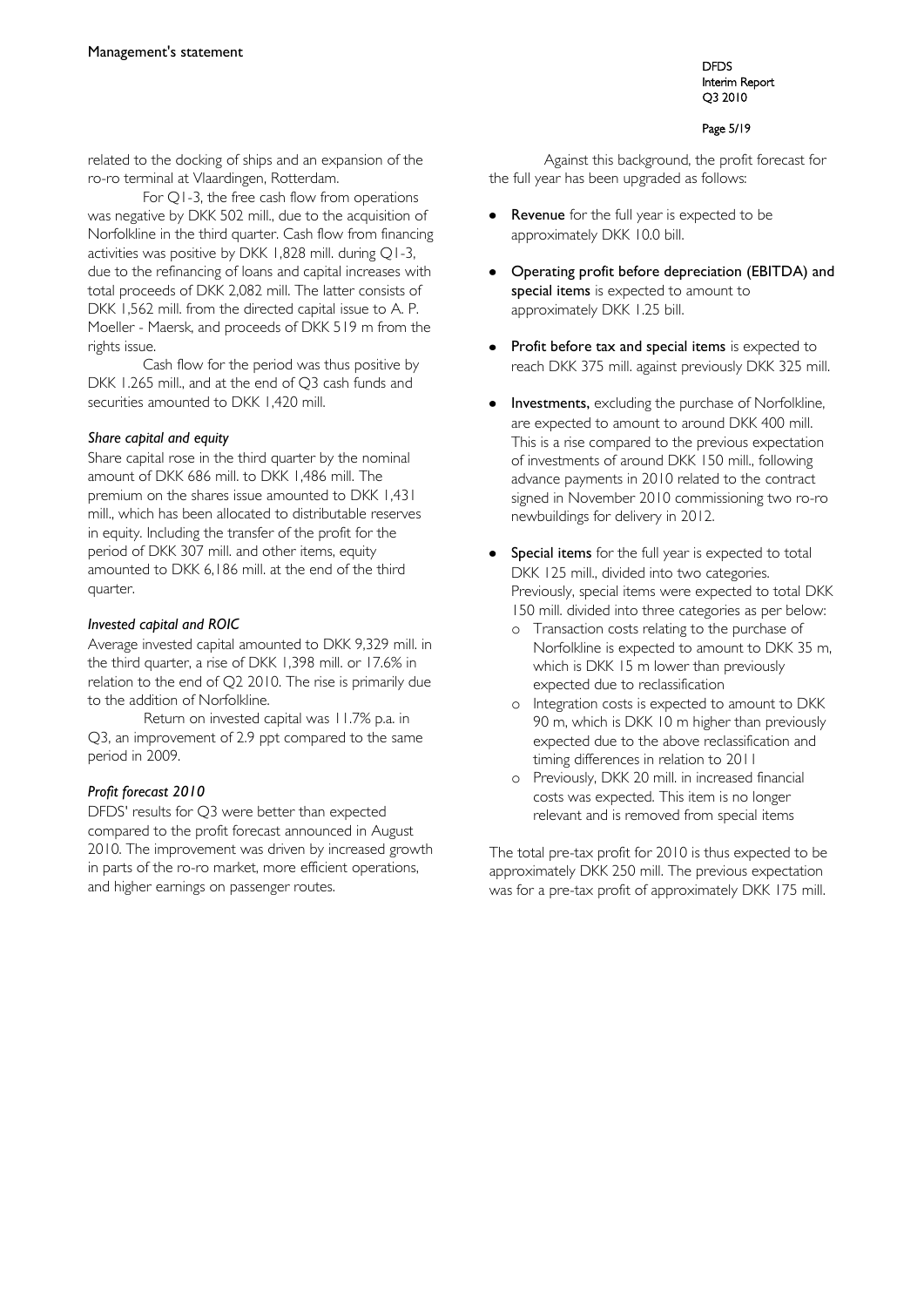related to the docking of ships and an expansion of the ro-ro terminal at Vlaardingen, Rotterdam.

For Q1-3, the free cash flow from operations was negative by DKK 502 mill., due to the acquisition of Norfolkline in the third quarter. Cash flow from financing activities was positive by DKK 1,828 mill. during Q1-3, due to the refinancing of loans and capital increases with total proceeds of DKK 2,082 mill. The latter consists of DKK 1,562 mill. from the directed capital issue to A. P. Moeller - Maersk, and proceeds of DKK 519 m from the rights issue.

Cash flow for the period was thus positive by DKK 1.265 mill., and at the end of Q3 cash funds and securities amounted to DKK 1,420 mill.

### *Share capital and equity*

Share capital rose in the third quarter by the nominal amount of DKK 686 mill. to DKK 1,486 mill. The premium on the shares issue amounted to DKK 1,431 mill., which has been allocated to distributable reserves in equity. Including the transfer of the profit for the period of DKK 307 mill. and other items, equity amounted to DKK 6,186 mill. at the end of the third quarter.

### *Invested capital and ROIC*

Average invested capital amounted to DKK 9,329 mill. in the third quarter, a rise of DKK 1,398 mill. or 17.6% in relation to the end of Q2 2010. The rise is primarily due to the addition of Norfolkline.

Return on invested capital was 11.7% p.a. in Q3, an improvement of 2.9 ppt compared to the same period in 2009.

### *Profit forecast 2010*

DFDS' results for Q3 were better than expected compared to the profit forecast announced in August 2010. The improvement was driven by increased growth in parts of the ro-ro market, more efficient operations, and higher earnings on passenger routes.

Against this background, the profit forecast for the full year has been upgraded as follows:

- **Revenue** for the full year is expected to be approximately DKK 10.0 bill.
- **Operating profit before depreciation (EBITDA) and special items** is expected to amount to approximately DKK 1.25 bill.
- **Profit before tax and special items** is expected to reach DKK 375 mill. against previously DKK 325 mill.
- **Investments,** excluding the purchase of Norfolkline, are expected to amount to around DKK 400 mill. This is a rise compared to the previous expectation of investments of around DKK 150 mill., following advance payments in 2010 related to the contract signed in November 2010 commissioning two ro-ro newbuildings for delivery in 2012.
- **Special items** for the full year is expected to total DKK 125 mill., divided into two categories. Previously, special items were expected to total DKK 150 mill. divided into three categories as per below:
  - Transaction costs relating to the purchase of Norfolkline is expected to amount to DKK 35 m, which is DKK 15 m lower than previously expected due to reclassification
  - Integration costs is expected to amount to DKK 90 m, which is DKK 10 m higher than previously expected due to the above reclassification and timing differences in relation to 2011
  - Previously, DKK 20 mill. in increased financial costs was expected. This item is no longer relevant and is removed from special items

The total pre-tax profit for 2010 is thus expected to be approximately DKK 250 mill. The previous expectation was for a pre-tax profit of approximately DKK 175 mill.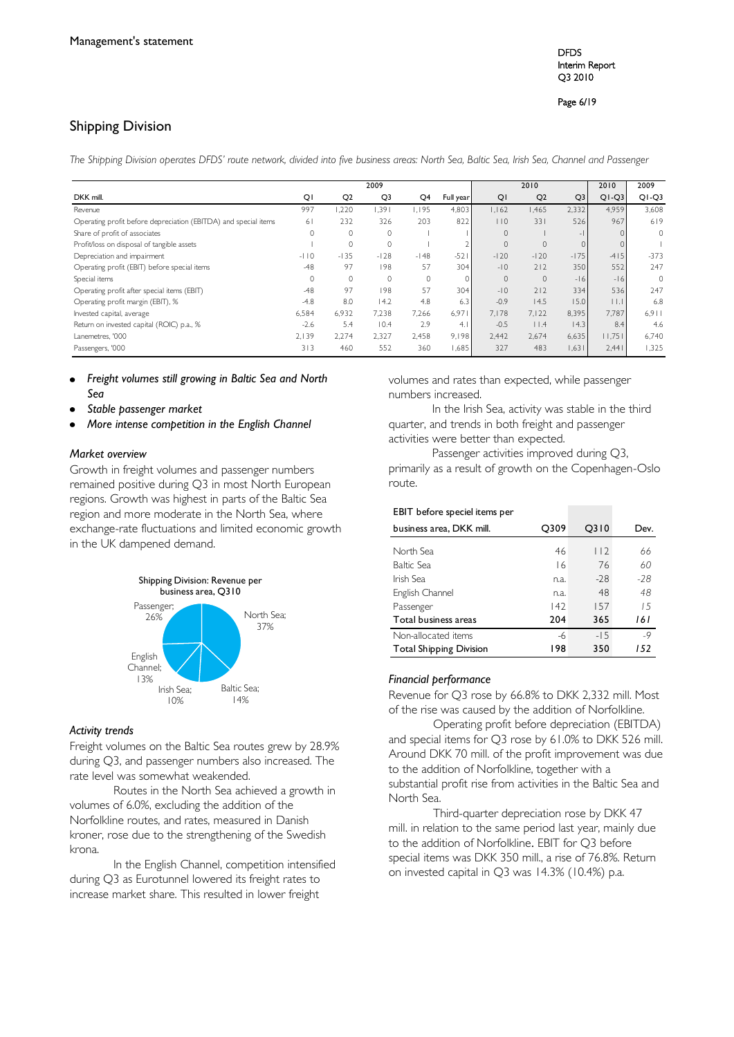Management's statement

## Shipping Division

*The Shipping Division operates DFDS' route network, divided into five business areas: North Sea, Baltic Sea, Irish Sea, Channel and Passenger*

| DKK mill. | 2009 Q1 | 2009 Q2 | 2009 Q3 | 2009 Q4 | 2009 Full year | 2010 Q1 | 2010 Q2 | 2010 Q3 | 2010 Q1-Q3 | 2009 Q1-Q3 |
|---|---|---|---|---|---|---|---|---|---|---|
| Revenue | 997 | 1,220 | 1,391 | 1,195 | 4,803 | 1,162 | 1,465 | 2,332 | 4,959 | 3,608 |
| Operating profit before depreciation (EBITDA) and special items | 61 | 232 | 326 | 203 | 822 | 110 | 331 | 526 | 967 | 619 |
| Share of profit of associates | 0 | 0 | 0 | 1 | 1 | 0 | 1 | -1 | 0 | 0 |
| Profit/loss on disposal of tangible assets | 1 | 0 | 0 | 1 | 2 | 0 | 0 | 0 | 0 | 1 |
| Depreciation and impairment | -110 | -135 | -128 | -148 | -521 | -120 | -120 | -175 | -415 | -373 |
| Operating profit (EBIT) before special items | -48 | 97 | 198 | 57 | 304 | -10 | 212 | 350 | 552 | 247 |
| Special items | 0 | 0 | 0 | 0 | 0 | 0 | 0 | -16 | -16 | 0 |
| Operating profit after special items (EBIT) | -48 | 97 | 198 | 57 | 304 | -10 | 212 | 334 | 536 | 247 |
| Operating profit margin (EBIT), % | -4.8 | 8.0 | 14.2 | 4.8 | 6.3 | -0.9 | 14.5 | 15.0 | 11.1 | 6.8 |
| Invested capital, average | 6,584 | 6,932 | 7,238 | 7,266 | 6,971 | 7,178 | 7,122 | 8,395 | 7,787 | 6,911 |
| Return on invested capital (ROIC) p.a., % | -2.6 | 5.4 | 10.4 | 2.9 | 4.1 | -0.5 | 11.4 | 14.3 | 8.4 | 4.6 |
| Lanemetres, '000 | 2,139 | 2,274 | 2,327 | 2,458 | 9,198 | 2,442 | 2,674 | 6,635 | 11,751 | 6,740 |
| Passengers, '000 | 313 | 460 | 552 | 360 | 1,685 | 327 | 483 | 1,631 | 2,441 | 1,325 |

- *Freight volumes still growing in Baltic Sea and North Sea*
- *Stable passenger market*
- *More intense competition in the English Channel*

### *Market overview*

Growth in freight volumes and passenger numbers remained positive during Q3 in most North European regions. Growth was highest in parts of the Baltic Sea region and more moderate in the North Sea, where exchange-rate fluctuations and limited economic growth in the UK dampened demand.

Shipping Division: Revenue per business area, Q310

Passenger; 26%
North Sea; 37%
English Channel; 13%
Irish Sea; 10%
Baltic Sea; 14%

### *Activity trends*

Freight volumes on the Baltic Sea routes grew by 28.9% during Q3, and passenger numbers also increased. The rate level was somewhat weakened.

Routes in the North Sea achieved a growth in volumes of 6.0%, excluding the addition of the Norfolkline routes, and rates, measured in Danish kroner, rose due to the strengthening of the Swedish krona.

In the English Channel, competition intensified during Q3 as Eurotunnel lowered its freight rates to increase market share. This resulted in lower freight volumes and rates than expected, while passenger numbers increased.

In the Irish Sea, activity was stable in the third quarter, and trends in both freight and passenger activities were better than expected.

Passenger activities improved during Q3, primarily as a result of growth on the Copenhagen-Oslo route.

| EBIT before speciel items per business area, DKK mill. | Q309 | Q310 | Dev. |
|---|---|---|---|
| North Sea | 46 | 112 | *66* |
| Baltic Sea | 16 | 76 | *60* |
| Irish Sea | n.a. | -28 | *-28* |
| English Channel | n.a. | 48 | *48* |
| Passenger | 142 | 157 | *15* |
| **Total business areas** | **204** | **365** | ***161*** |
| Non-allocated items | -6 | -15 | *-9* |
| **Total Shipping Division** | **198** | **350** | ***152*** |

### *Financial performance*

Revenue for Q3 rose by 66.8% to DKK 2,332 mill. Most of the rise was caused by the addition of Norfolkline.

Operating profit before depreciation (EBITDA) and special items for Q3 rose by 61.0% to DKK 526 mill. Around DKK 70 mill. of the profit improvement was due to the addition of Norfolkline, together with a substantial profit rise from activities in the Baltic Sea and North Sea.

Third-quarter depreciation rose by DKK 47 mill. in relation to the same period last year, mainly due to the addition of Norfolkline. EBIT for Q3 before special items was DKK 350 mill., a rise of 76.8%. Return on invested capital in Q3 was 14.3% (10.4%) p.a.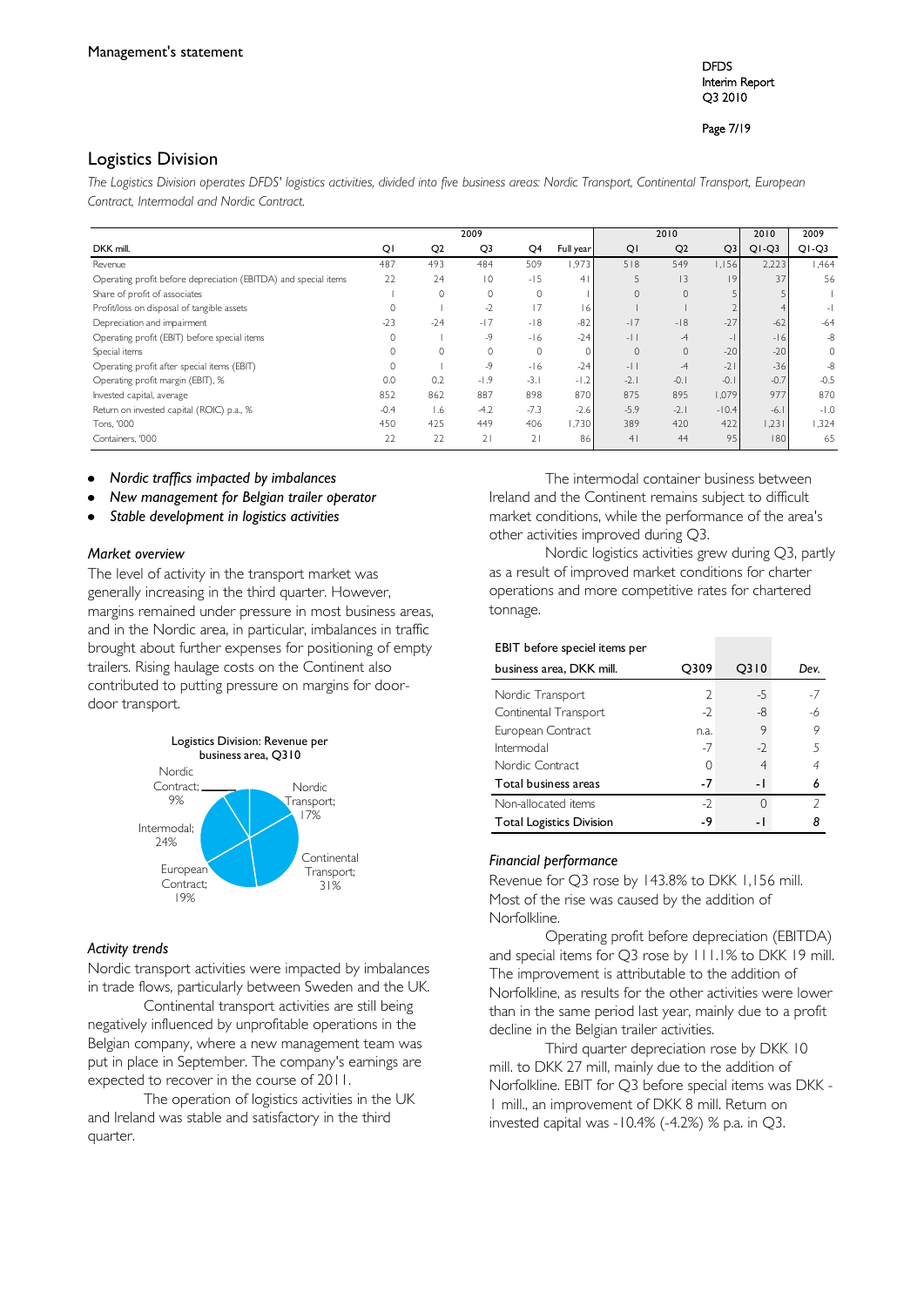Management's statement

## Logistics Division

*The Logistics Division operates DFDS' logistics activities, divided into five business areas: Nordic Transport, Continental Transport, European Contract, Intermodal and Nordic Contract.*

| DKK mill. | 2009 Q1 | Q2 | Q3 | Q4 | Full year | 2010 Q1 | Q2 | Q3 | 2010 Q1-Q3 | 2009 Q1-Q3 |
|---|---|---|---|---|---|---|---|---|---|---|
| Revenue | 487 | 493 | 484 | 509 | 1,973 | 518 | 549 | 1,156 | 2,223 | 1,464 |
| Operating profit before depreciation (EBITDA) and special items | 22 | 24 | 10 | -15 | 41 | 5 | 13 | 19 | 37 | 56 |
| Share of profit of associates | 1 | 0 | 0 | 0 | 1 | 0 | 0 | 5 | 5 | 1 |
| Profit/loss on disposal of tangible assets | 0 | 1 | -2 | 17 | 16 | 1 | 1 | 2 | 4 | -1 |
| Depreciation and impairment | -23 | -24 | -17 | -18 | -82 | -17 | -18 | -27 | -62 | -64 |
| Operating profit (EBIT) before special items | 0 | 1 | -9 | -16 | -24 | -11 | -4 | -1 | -16 | -8 |
| Special items | 0 | 0 | 0 | 0 | 0 | 0 | 0 | -20 | -20 | 0 |
| Operating profit after special items (EBIT) | 0 | 1 | -9 | -16 | -24 | -11 | -4 | -21 | -36 | -8 |
| Operating profit margin (EBIT), % | 0.0 | 0.2 | -1.9 | -3.1 | -1.2 | -2.1 | -0.1 | -0.1 | -0.7 | -0.5 |
| Invested capital, average | 852 | 862 | 887 | 898 | 870 | 875 | 895 | 1,079 | 977 | 870 |
| Return on invested capital (ROIC) p.a., % | -0.4 | 1.6 | -4.2 | -7.3 | -2.6 | -5.9 | -2.1 | -10.4 | -6.1 | -1.0 |
| Tons, '000 | 450 | 425 | 449 | 406 | 1,730 | 389 | 420 | 422 | 1,231 | 1,324 |
| Containers, '000 | 22 | 22 | 21 | 21 | 86 | 41 | 44 | 95 | 180 | 65 |

- *Nordic traffics impacted by imbalances*
- *New management for Belgian trailer operator*
- *Stable development in logistics activities*

### *Market overview*

The level of activity in the transport market was generally increasing in the third quarter. However, margins remained under pressure in most business areas, and in the Nordic area, in particular, imbalances in traffic brought about further expenses for positioning of empty trailers. Rising haulage costs on the Continent also contributed to putting pressure on margins for door-door transport.

Logistics Division: Revenue per business area, Q310

Nordic Contract; 9%
Nordic Transport; 17%
Continental Transport; 31%
European Contract; 19%
Intermodal; 24%

### *Activity trends*

Nordic transport activities were impacted by imbalances in trade flows, particularly between Sweden and the UK.

Continental transport activities are still being negatively influenced by unprofitable operations in the Belgian company, where a new management team was put in place in September. The company's earnings are expected to recover in the course of 2011.

The operation of logistics activities in the UK and Ireland was stable and satisfactory in the third quarter.

The intermodal container business between Ireland and the Continent remains subject to difficult market conditions, while the performance of the area's other activities improved during Q3.

Nordic logistics activities grew during Q3, partly as a result of improved market conditions for charter operations and more competitive rates for chartered tonnage.

| EBIT before speciel items per business area, DKK mill. | Q309 | Q310 | Dev. |
|---|---|---|---|
| Nordic Transport | 2 | -5 | -7 |
| Continental Transport | -2 | -8 | -6 |
| European Contract | n.a. | 9 | 9 |
| Intermodal | -7 | -2 | 5 |
| Nordic Contract | 0 | 4 | 4 |
| **Total business areas** | **-7** | **-1** | **6** |
| Non-allocated items | -2 | 0 | 2 |
| **Total Logistics Division** | **-9** | **-1** | **8** |

### *Financial performance*

Revenue for Q3 rose by 143.8% to DKK 1,156 mill. Most of the rise was caused by the addition of Norfolkline.

Operating profit before depreciation (EBITDA) and special items for Q3 rose by 111.1% to DKK 19 mill. The improvement is attributable to the addition of Norfolkline, as results for the other activities were lower than in the same period last year, mainly due to a profit decline in the Belgian trailer activities.

Third quarter depreciation rose by DKK 10 mill. to DKK 27 mill, mainly due to the addition of Norfolkline. EBIT for Q3 before special items was DKK -1 mill., an improvement of DKK 8 mill. Return on invested capital was -10.4% (-4.2%) % p.a. in Q3.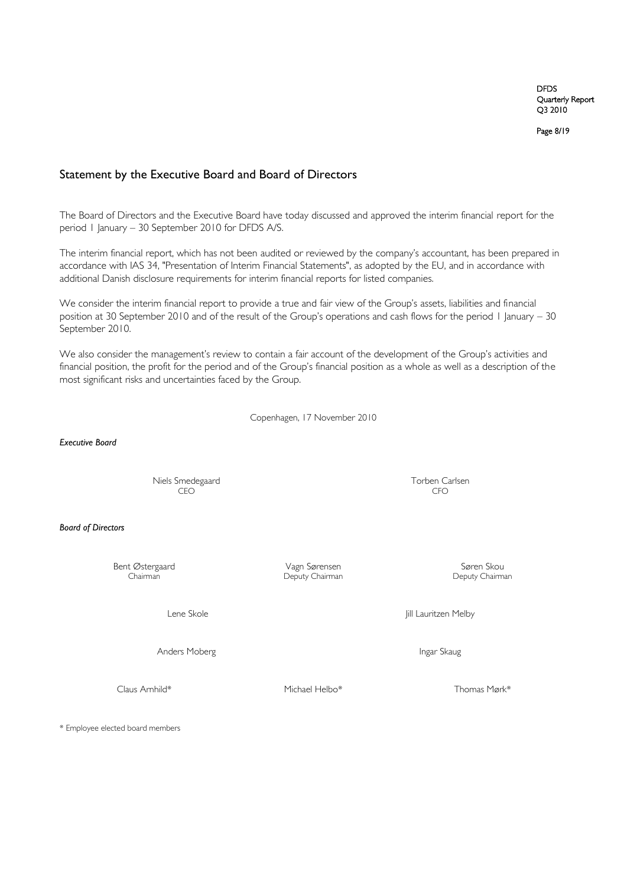## Statement by the Executive Board and Board of Directors

The Board of Directors and the Executive Board have today discussed and approved the interim financial report for the period 1 January – 30 September 2010 for DFDS A/S.

The interim financial report, which has not been audited or reviewed by the company's accountant, has been prepared in accordance with IAS 34, "Presentation of Interim Financial Statements", as adopted by the EU, and in accordance with additional Danish disclosure requirements for interim financial reports for listed companies.

We consider the interim financial report to provide a true and fair view of the Group's assets, liabilities and financial position at 30 September 2010 and of the result of the Group's operations and cash flows for the period 1 January – 30 September 2010.

We also consider the management's review to contain a fair account of the development of the Group's activities and financial position, the profit for the period and of the Group's financial position as a whole as well as a description of the most significant risks and uncertainties faced by the Group.

Copenhagen, 17 November 2010

*Executive Board*

Niels Smedegaard
CEO

Torben Carlsen
CFO

*Board of Directors*

Bent Østergaard
Chairman

Vagn Sørensen
Deputy Chairman

Søren Skou
Deputy Chairman

Lene Skole

Jill Lauritzen Melby

Anders Moberg

Ingar Skaug

Claus Arnhild*

Michael Helbo*

Thomas Mørk*

* Employee elected board members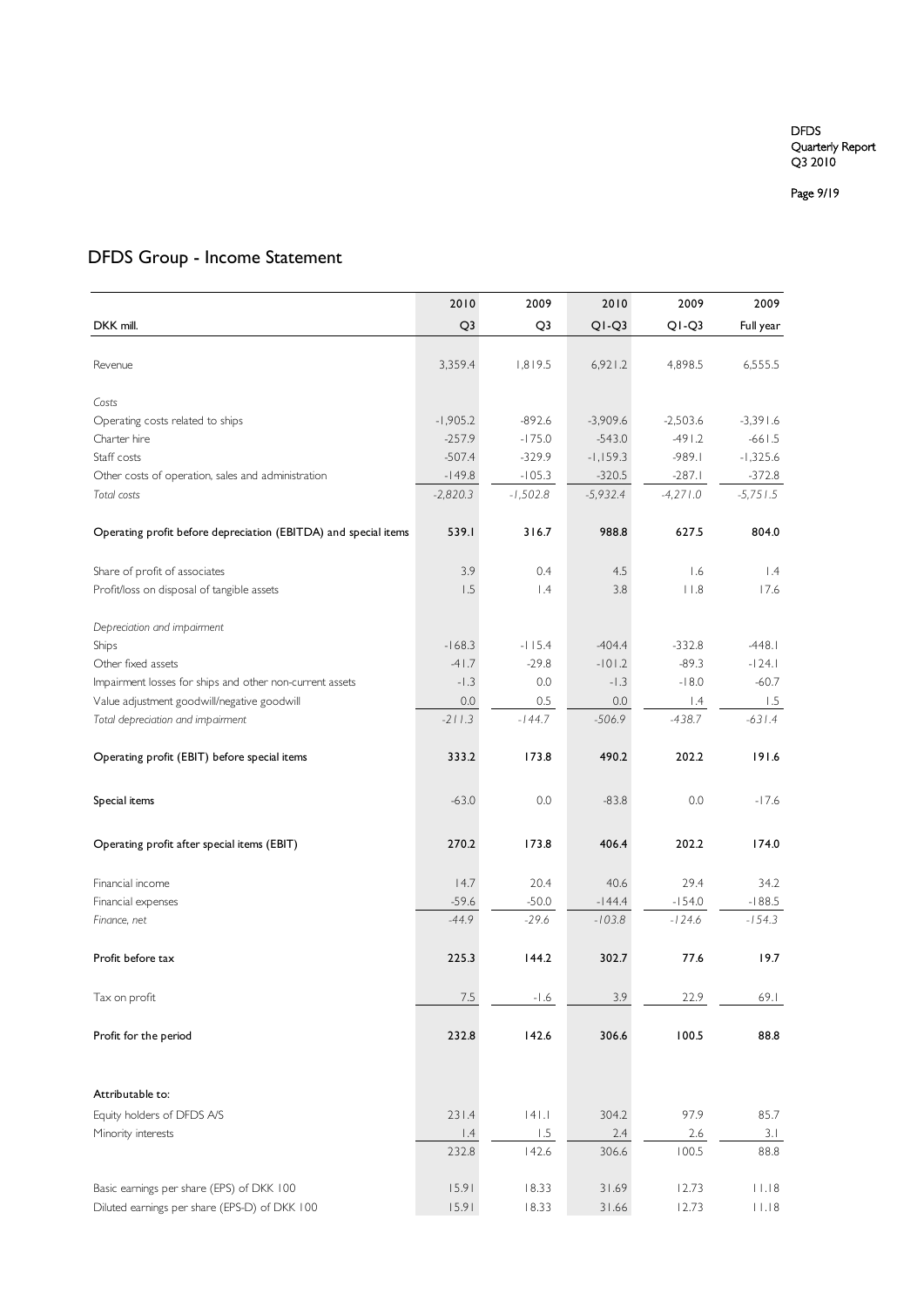# DFDS Group - Income Statement

| DKK mill. | 2010 Q3 | 2009 Q3 | 2010 Q1-Q3 | 2009 Q1-Q3 | 2009 Full year |
|---|---|---|---|---|---|
| Revenue | 3,359.4 | 1,819.5 | 6,921.2 | 4,898.5 | 6,555.5 |
| *Costs* | | | | | |
| Operating costs related to ships | -1,905.2 | -892.6 | -3,909.6 | -2,503.6 | -3,391.6 |
| Charter hire | -257.9 | -175.0 | -543.0 | -491.2 | -661.5 |
| Staff costs | -507.4 | -329.9 | -1,159.3 | -989.1 | -1,325.6 |
| Other costs of operation, sales and administration | -149.8 | -105.3 | -320.5 | -287.1 | -372.8 |
| *Total costs* | *-2,820.3* | *-1,502.8* | *-5,932.4* | *-4,271.0* | *-5,751.5* |
| **Operating profit before depreciation (EBITDA) and special items** | **539.1** | **316.7** | **988.8** | **627.5** | **804.0** |
| Share of profit of associates | 3.9 | 0.4 | 4.5 | 1.6 | 1.4 |
| Profit/loss on disposal of tangible assets | 1.5 | 1.4 | 3.8 | 11.8 | 17.6 |
| *Depreciation and impairment* | | | | | |
| Ships | -168.3 | -115.4 | -404.4 | -332.8 | -448.1 |
| Other fixed assets | -41.7 | -29.8 | -101.2 | -89.3 | -124.1 |
| Impairment losses for ships and other non-current assets | -1.3 | 0.0 | -1.3 | -18.0 | -60.7 |
| Value adjustment goodwill/negative goodwill | 0.0 | 0.5 | 0.0 | 1.4 | 1.5 |
| *Total depreciation and impairment* | *-211.3* | *-144.7* | *-506.9* | *-438.7* | *-631.4* |
| **Operating profit (EBIT) before special items** | **333.2** | **173.8** | **490.2** | **202.2** | **191.6** |
| **Special items** | -63.0 | 0.0 | -83.8 | 0.0 | -17.6 |
| **Operating profit after special items (EBIT)** | **270.2** | **173.8** | **406.4** | **202.2** | **174.0** |
| Financial income | 14.7 | 20.4 | 40.6 | 29.4 | 34.2 |
| Financial expenses | -59.6 | -50.0 | -144.4 | -154.0 | -188.5 |
| *Finance, net* | *-44.9* | *-29.6* | *-103.8* | *-124.6* | *-154.3* |
| **Profit before tax** | **225.3** | **144.2** | **302.7** | **77.6** | **19.7** |
| Tax on profit | 7.5 | -1.6 | 3.9 | 22.9 | 69.1 |
| **Profit for the period** | **232.8** | **142.6** | **306.6** | **100.5** | **88.8** |
| **Attributable to:** | | | | | |
| Equity holders of DFDS A/S | 231.4 | 141.1 | 304.2 | 97.9 | 85.7 |
| Minority interests | 1.4 | 1.5 | 2.4 | 2.6 | 3.1 |
| | 232.8 | 142.6 | 306.6 | 100.5 | 88.8 |
| Basic earnings per share (EPS) of DKK 100 | 15.91 | 18.33 | 31.69 | 12.73 | 11.18 |
| Diluted earnings per share (EPS-D) of DKK 100 | 15.91 | 18.33 | 31.66 | 12.73 | 11.18 |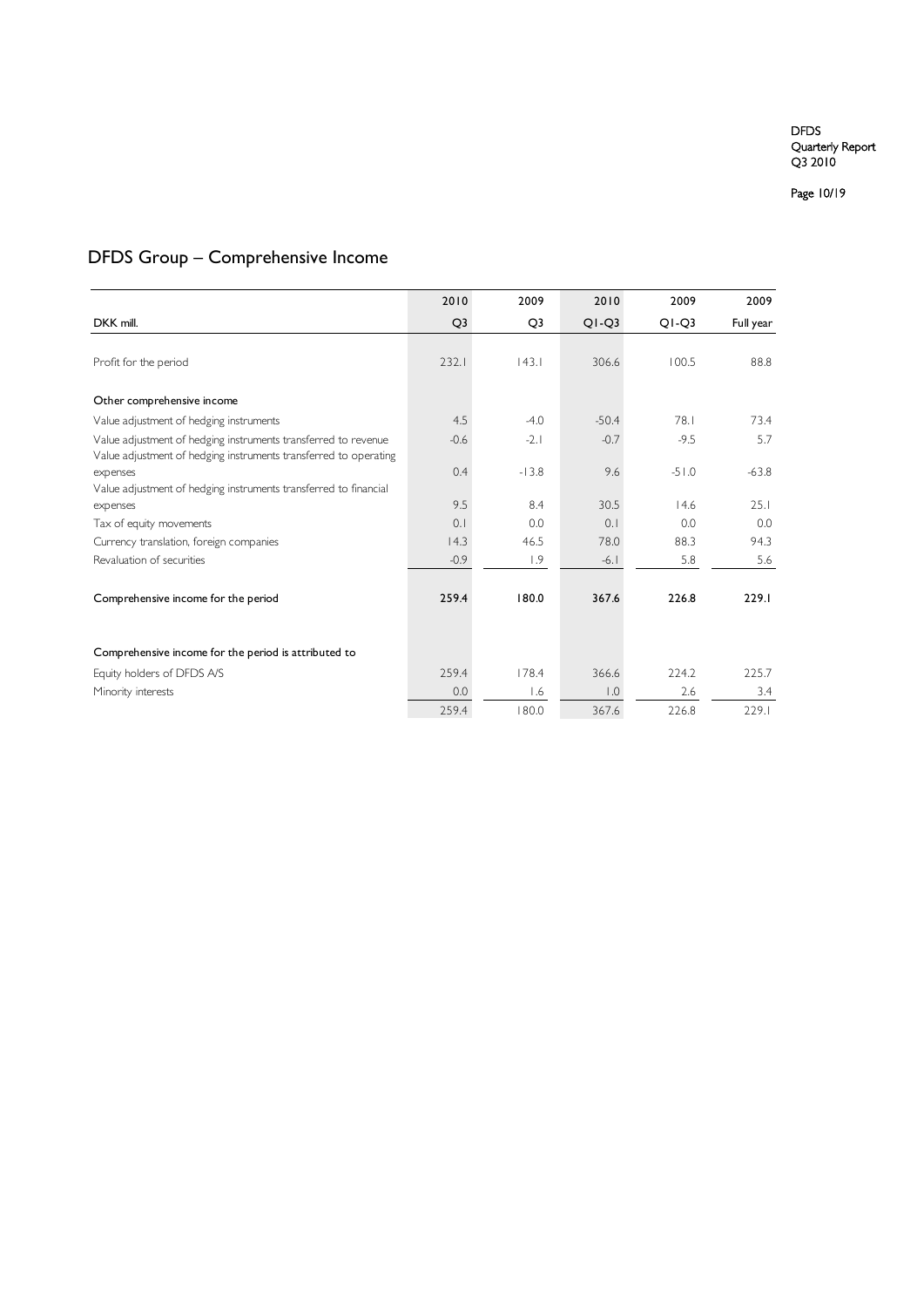# DFDS Group – Comprehensive Income

| DKK mill. | 2010 Q3 | 2009 Q3 | 2010 Q1-Q3 | 2009 Q1-Q3 | 2009 Full year |
|---|---|---|---|---|---|
| Profit for the period | 232.1 | 143.1 | 306.6 | 100.5 | 88.8 |
| **Other comprehensive income** | | | | | |
| Value adjustment of hedging instruments | 4.5 | -4.0 | -50.4 | 78.1 | 73.4 |
| Value adjustment of hedging instruments transferred to revenue | -0.6 | -2.1 | -0.7 | -9.5 | 5.7 |
| Value adjustment of hedging instruments transferred to operating expenses | 0.4 | -13.8 | 9.6 | -51.0 | -63.8 |
| Value adjustment of hedging instruments transferred to financial expenses | 9.5 | 8.4 | 30.5 | 14.6 | 25.1 |
| Tax of equity movements | 0.1 | 0.0 | 0.1 | 0.0 | 0.0 |
| Currency translation, foreign companies | 14.3 | 46.5 | 78.0 | 88.3 | 94.3 |
| Revaluation of securities | -0.9 | 1.9 | -6.1 | 5.8 | 5.6 |
| **Comprehensive income for the period** | **259.4** | **180.0** | **367.6** | **226.8** | **229.1** |
| **Comprehensive income for the period is attributed to** | | | | | |
| Equity holders of DFDS A/S | 259.4 | 178.4 | 366.6 | 224.2 | 225.7 |
| Minority interests | 0.0 | 1.6 | 1.0 | 2.6 | 3.4 |
| | 259.4 | 180.0 | 367.6 | 226.8 | 229.1 |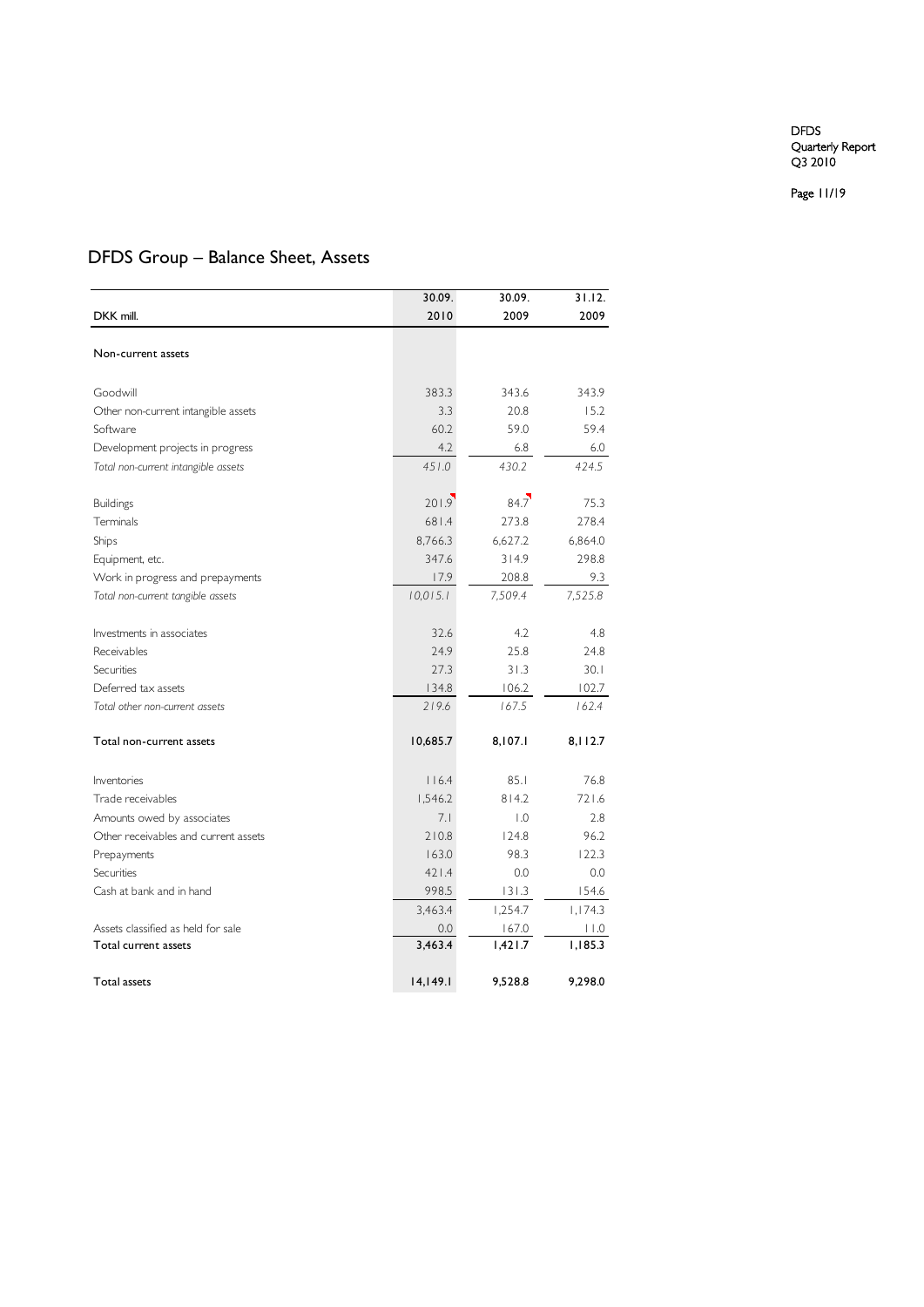# DFDS Group – Balance Sheet, Assets

| DKK mill. | 30.09. 2010 | 30.09. 2009 | 31.12. 2009 |
|---|---|---|---|
| Non-current assets | | | |
| Goodwill | 383.3 | 343.6 | 343.9 |
| Other non-current intangible assets | 3.3 | 20.8 | 15.2 |
| Software | 60.2 | 59.0 | 59.4 |
| Development projects in progress | 4.2 | 6.8 | 6.0 |
| *Total non-current intangible assets* | *451.0* | *430.2* | *424.5* |
| Buildings | 201.9 | 84.7 | 75.3 |
| Terminals | 681.4 | 273.8 | 278.4 |
| Ships | 8,766.3 | 6,627.2 | 6,864.0 |
| Equipment, etc. | 347.6 | 314.9 | 298.8 |
| Work in progress and prepayments | 17.9 | 208.8 | 9.3 |
| *Total non-current tangible assets* | *10,015.1* | *7,509.4* | *7,525.8* |
| Investments in associates | 32.6 | 4.2 | 4.8 |
| Receivables | 24.9 | 25.8 | 24.8 |
| Securities | 27.3 | 31.3 | 30.1 |
| Deferred tax assets | 134.8 | 106.2 | 102.7 |
| *Total other non-current assets* | *219.6* | *167.5* | *162.4* |
| Total non-current assets | 10,685.7 | 8,107.1 | 8,112.7 |
| Inventories | 116.4 | 85.1 | 76.8 |
| Trade receivables | 1,546.2 | 814.2 | 721.6 |
| Amounts owed by associates | 7.1 | 1.0 | 2.8 |
| Other receivables and current assets | 210.8 | 124.8 | 96.2 |
| Prepayments | 163.0 | 98.3 | 122.3 |
| Securities | 421.4 | 0.0 | 0.0 |
| Cash at bank and in hand | 998.5 | 131.3 | 154.6 |
| | 3,463.4 | 1,254.7 | 1,174.3 |
| Assets classified as held for sale | 0.0 | 167.0 | 11.0 |
| Total current assets | 3,463.4 | 1,421.7 | 1,185.3 |
| Total assets | 14,149.1 | 9,528.8 | 9,298.0 |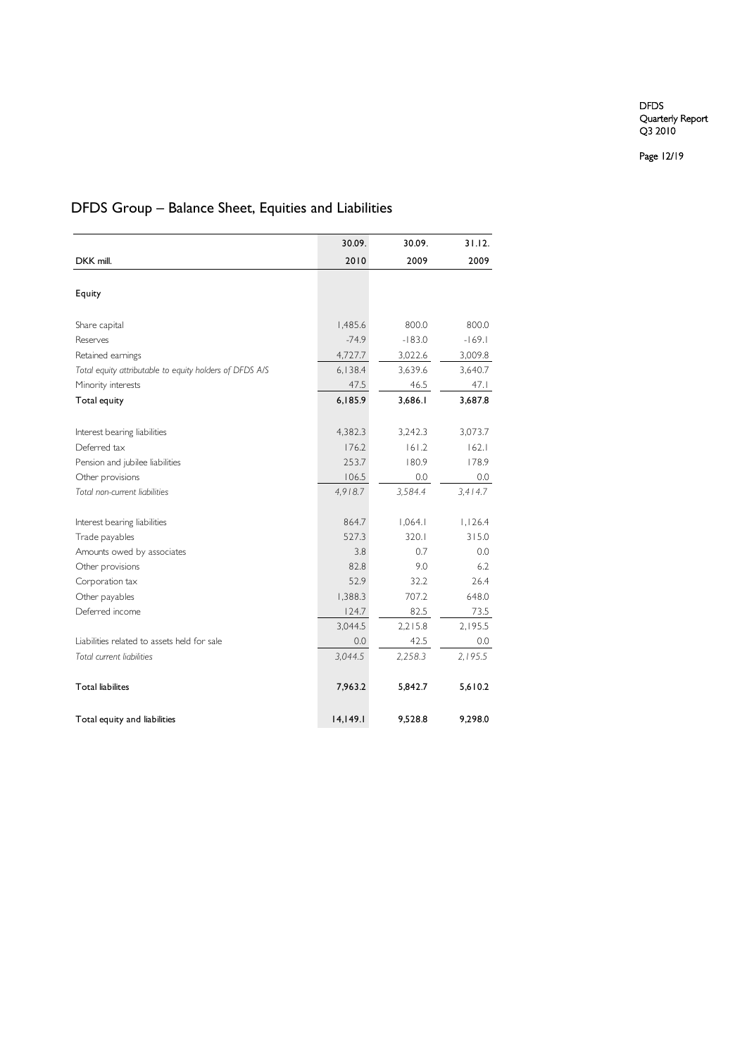# DFDS Group – Balance Sheet, Equities and Liabilities

| DKK mill. | 30.09. 2010 | 30.09. 2009 | 31.12. 2009 |
|---|---|---|---|
| **Equity** | | | |
| Share capital | 1,485.6 | 800.0 | 800.0 |
| Reserves | -74.9 | -183.0 | -169.1 |
| Retained earnings | 4,727.7 | 3,022.6 | 3,009.8 |
| *Total equity attributable to equity holders of DFDS A/S* | 6,138.4 | 3,639.6 | 3,640.7 |
| Minority interests | 47.5 | 46.5 | 47.1 |
| **Total equity** | **6,185.9** | **3,686.1** | **3,687.8** |
| Interest bearing liabilities | 4,382.3 | 3,242.3 | 3,073.7 |
| Deferred tax | 176.2 | 161.2 | 162.1 |
| Pension and jubilee liabilities | 253.7 | 180.9 | 178.9 |
| Other provisions | 106.5 | 0.0 | 0.0 |
| *Total non-current liabilities* | *4,918.7* | *3,584.4* | *3,414.7* |
| Interest bearing liabilities | 864.7 | 1,064.1 | 1,126.4 |
| Trade payables | 527.3 | 320.1 | 315.0 |
| Amounts owed by associates | 3.8 | 0.7 | 0.0 |
| Other provisions | 82.8 | 9.0 | 6.2 |
| Corporation tax | 52.9 | 32.2 | 26.4 |
| Other payables | 1,388.3 | 707.2 | 648.0 |
| Deferred income | 124.7 | 82.5 | 73.5 |
| | 3,044.5 | 2,215.8 | 2,195.5 |
| Liabilities related to assets held for sale | 0.0 | 42.5 | 0.0 |
| *Total current liabilities* | *3,044.5* | *2,258.3* | *2,195.5* |
| **Total liabilites** | **7,963.2** | **5,842.7** | **5,610.2** |
| Total equity and liabilities | **14,149.1** | **9,528.8** | **9,298.0** |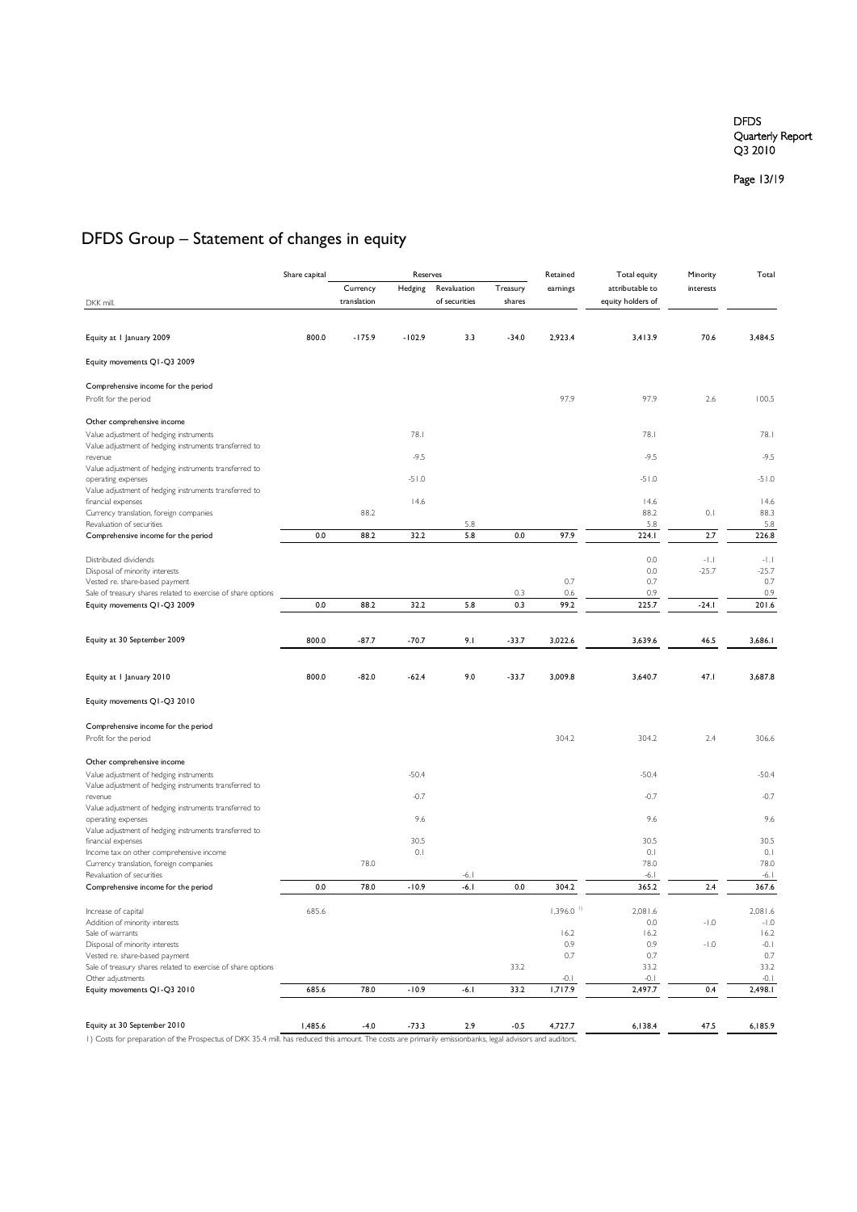# DFDS Group – Statement of changes in equity

| DKK mill. | Share capital | Reserves | | | | Retained earnings | Total equity attributable to equity holders of | Minority interests | Total |
|---|---|---|---|---|---|---|---|---|---|
| | | Currency translation | Hedging | Revaluation of securities | Treasury shares | | | | |
| Equity at 1 January 2009 | 800.0 | -175.9 | -102.9 | 3.3 | -34.0 | 2,923.4 | 3,413.9 | 70.6 | 3,484.5 |
| Equity movements Q1-Q3 2009 | | | | | | | | | |
| Comprehensive income for the period | | | | | | | | | |
| Profit for the period | | | | | | 97.9 | 97.9 | 2.6 | 100.5 |
| Other comprehensive income | | | | | | | | | |
| Value adjustment of hedging instruments | | | 78.1 | | | | 78.1 | | 78.1 |
| Value adjustment of hedging instruments transferred to revenue | | | -9.5 | | | | -9.5 | | -9.5 |
| Value adjustment of hedging instruments transferred to operating expenses | | | -51.0 | | | | -51.0 | | -51.0 |
| Value adjustment of hedging instruments transferred to financial expenses | | | 14.6 | | | | 14.6 | | 14.6 |
| Currency translation, foreign companies | | 88.2 | | | | | 88.2 | 0.1 | 88.3 |
| Revaluation of securities | | | | 5.8 | | | 5.8 | | 5.8 |
| Comprehensive income for the period | 0.0 | 88.2 | 32.2 | 5.8 | 0.0 | 97.9 | 224.1 | 2.7 | 226.8 |
| Distributed dividends | | | | | | | 0.0 | -1.1 | -1.1 |
| Disposal of minority interests | | | | | | | 0.0 | -25.7 | -25.7 |
| Vested re. share-based payment | | | | | | 0.7 | 0.7 | | 0.7 |
| Sale of treasury shares related to exercise of share options | | | | | 0.3 | 0.6 | 0.9 | | 0.9 |
| Equity movements Q1-Q3 2009 | 0.0 | 88.2 | 32.2 | 5.8 | 0.3 | 99.2 | 225.7 | -24.1 | 201.6 |
| Equity at 30 September 2009 | 800.0 | -87.7 | -70.7 | 9.1 | -33.7 | 3,022.6 | 3,639.6 | 46.5 | 3,686.1 |
| Equity at 1 January 2010 | 800.0 | -82.0 | -62.4 | 9.0 | -33.7 | 3,009.8 | 3,640.7 | 47.1 | 3,687.8 |
| Equity movements Q1-Q3 2010 | | | | | | | | | |
| Comprehensive income for the period | | | | | | | | | |
| Profit for the period | | | | | | 304.2 | 304.2 | 2.4 | 306.6 |
| Other comprehensive income | | | | | | | | | |
| Value adjustment of hedging instruments | | | -50.4 | | | | -50.4 | | -50.4 |
| Value adjustment of hedging instruments transferred to revenue | | | -0.7 | | | | -0.7 | | -0.7 |
| Value adjustment of hedging instruments transferred to operating expenses | | | 9.6 | | | | 9.6 | | 9.6 |
| Value adjustment of hedging instruments transferred to financial expenses | | | 30.5 | | | | 30.5 | | 30.5 |
| Income tax on other comprehensive income | | | 0.1 | | | | 0.1 | | 0.1 |
| Currency translation, foreign companies | | 78.0 | | | | | 78.0 | | 78.0 |
| Revaluation of securities | | | | -6.1 | | | -6.1 | | -6.1 |
| Comprehensive income for the period | 0.0 | 78.0 | -10.9 | -6.1 | 0.0 | 304.2 | 365.2 | 2.4 | 367.6 |
| Increase of capital | 685.6 | | | | | 1,396.0 [1] | 2,081.6 | | 2,081.6 |
| Addition of minority interests | | | | | | | 0.0 | -1.0 | -1.0 |
| Sale of warrants | | | | | | 16.2 | 16.2 | | 16.2 |
| Disposal of minority interests | | | | | | 0.9 | 0.9 | -1.0 | -0.1 |
| Vested re. share-based payment | | | | | | 0.7 | 0.7 | | 0.7 |
| Sale of treasury shares related to exercise of share options | | | | | 33.2 | | 33.2 | | 33.2 |
| Other adjustments | | | | | | -0.1 | -0.1 | | -0.1 |
| Equity movements Q1-Q3 2010 | 685.6 | 78.0 | -10.9 | -6.1 | 33.2 | 1,717.9 | 2,497.7 | 0.4 | 2,498.1 |
| Equity at 30 September 2010 | 1,485.6 | -4.0 | -73.3 | 2.9 | -0.5 | 4,727.7 | 6,138.4 | 47.5 | 6,185.9 |

1) Costs for preparation of the Prospectus of DKK 35.4 mill. has reduced this amount. The costs are primarily emissionbanks, legal advisors and auditors.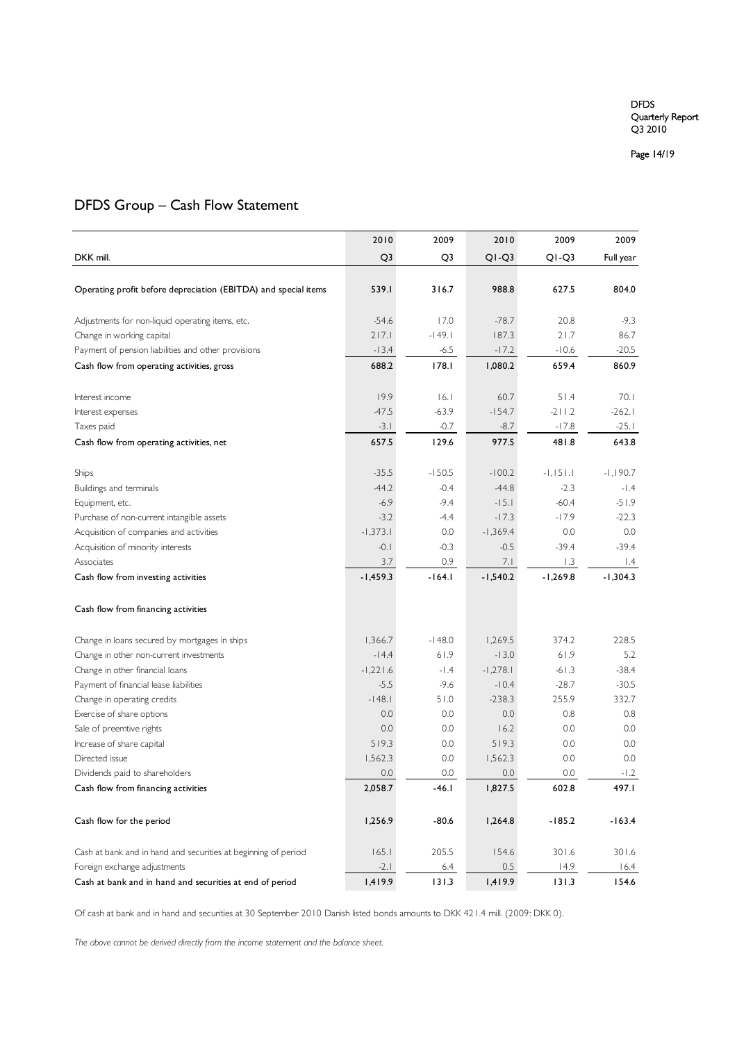# DFDS Group – Cash Flow Statement

| DKK mill. | 2010 Q3 | 2009 Q3 | 2010 Q1-Q3 | 2009 Q1-Q3 | 2009 Full year |
|---|---|---|---|---|---|
| Operating profit before depreciation (EBITDA) and special items | **539.1** | **316.7** | **988.8** | **627.5** | **804.0** |
| Adjustments for non-liquid operating items, etc. | -54.6 | 17.0 | -78.7 | 20.8 | -9.3 |
| Change in working capital | 217.1 | -149.1 | 187.3 | 21.7 | 86.7 |
| Payment of pension liabilities and other provisions | -13.4 | -6.5 | -17.2 | -10.6 | -20.5 |
| Cash flow from operating activities, gross | **688.2** | **178.1** | **1,080.2** | **659.4** | **860.9** |
| Interest income | 19.9 | 16.1 | 60.7 | 51.4 | 70.1 |
| Interest expenses | -47.5 | -63.9 | -154.7 | -211.2 | -262.1 |
| Taxes paid | -3.1 | -0.7 | -8.7 | -17.8 | -25.1 |
| Cash flow from operating activities, net | **657.5** | **129.6** | **977.5** | **481.8** | **643.8** |
| Ships | -35.5 | -150.5 | -100.2 | -1,151.1 | -1,190.7 |
| Buildings and terminals | -44.2 | -0.4 | -44.8 | -2.3 | -1.4 |
| Equipment, etc. | -6.9 | -9.4 | -15.1 | -60.4 | -51.9 |
| Purchase of non-current intangible assets | -3.2 | -4.4 | -17.3 | -17.9 | -22.3 |
| Acquisition of companies and activities | -1,373.1 | 0.0 | -1,369.4 | 0.0 | 0.0 |
| Acquisition of minority interests | -0.1 | -0.3 | -0.5 | -39.4 | -39.4 |
| Associates | 3.7 | 0.9 | 7.1 | 1.3 | 1.4 |
| Cash flow from investing activities | **-1,459.3** | **-164.1** | **-1,540.2** | **-1,269.8** | **-1,304.3** |
| Cash flow from financing activities | | | | | |
| Change in loans secured by mortgages in ships | 1,366.7 | -148.0 | 1,269.5 | 374.2 | 228.5 |
| Change in other non-current investments | -14.4 | 61.9 | -13.0 | 61.9 | 5.2 |
| Change in other financial loans | -1,221.6 | -1.4 | -1,278.1 | -61.3 | -38.4 |
| Payment of financial lease liabilities | -5.5 | -9.6 | -10.4 | -28.7 | -30.5 |
| Change in operating credits | -148.1 | 51.0 | -238.3 | 255.9 | 332.7 |
| Exercise of share options | 0.0 | 0.0 | 0.0 | 0.8 | 0.8 |
| Sale of preemtive rights | 0.0 | 0.0 | 16.2 | 0.0 | 0.0 |
| Increase of share capital | 519.3 | 0.0 | 519.3 | 0.0 | 0.0 |
| Directed issue | 1,562.3 | 0.0 | 1,562.3 | 0.0 | 0.0 |
| Dividends paid to shareholders | 0.0 | 0.0 | 0.0 | 0.0 | -1.2 |
| Cash flow from financing activities | **2,058.7** | **-46.1** | **1,827.5** | **602.8** | **497.1** |
| Cash flow for the period | **1,256.9** | **-80.6** | **1,264.8** | **-185.2** | **-163.4** |
| Cash at bank and in hand and securities at beginning of period | 165.1 | 205.5 | 154.6 | 301.6 | 301.6 |
| Foreign exchange adjustments | -2.1 | 6.4 | 0.5 | 14.9 | 16.4 |
| Cash at bank and in hand and securities at end of period | **1,419.9** | **131.3** | **1,419.9** | **131.3** | **154.6** |

Of cash at bank and in hand and securities at 30 September 2010 Danish listed bonds amounts to DKK 421.4 mill. (2009: DKK 0).

*The above cannot be derived directly from the income statement and the balance sheet.*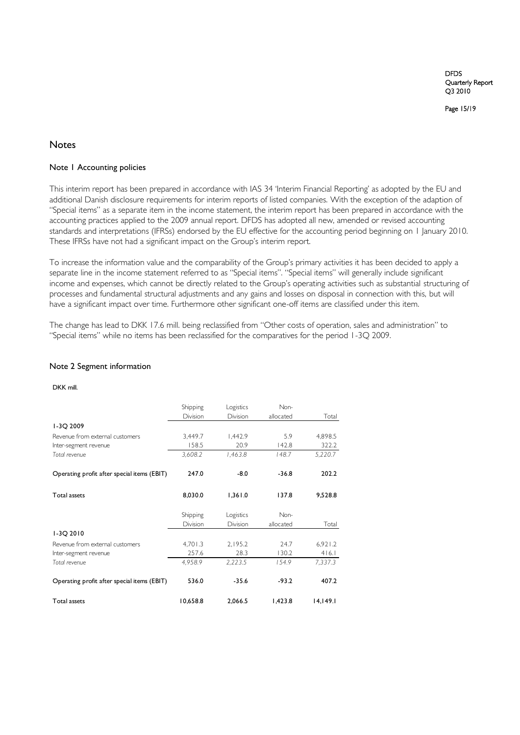# Notes

## Note 1 Accounting policies

This interim report has been prepared in accordance with IAS 34 'Interim Financial Reporting' as adopted by the EU and additional Danish disclosure requirements for interim reports of listed companies. With the exception of the adaption of "Special items" as a separate item in the income statement, the interim report has been prepared in accordance with the accounting practices applied to the 2009 annual report. DFDS has adopted all new, amended or revised accounting standards and interpretations (IFRSs) endorsed by the EU effective for the accounting period beginning on 1 January 2010. These IFRSs have not had a significant impact on the Group's interim report.

To increase the information value and the comparability of the Group's primary activities it has been decided to apply a separate line in the income statement referred to as "Special items". "Special items" will generally include significant income and expenses, which cannot be directly related to the Group's operating activities such as substantial structuring of processes and fundamental structural adjustments and any gains and losses on disposal in connection with this, but will have a significant impact over time. Furthermore other significant one-off items are classified under this item.

The change has lead to DKK 17.6 mill. being reclassified from "Other costs of operation, sales and administration" to "Special items" while no items has been reclassified for the comparatives for the period 1-3Q 2009.

## Note 2 Segment information

DKK mill.

| | Shipping Division | Logistics Division | Non-allocated | Total |
|---|---|---|---|---|
| **1-3Q 2009** | | | | |
| Revenue from external customers | 3,449.7 | 1,442.9 | 5.9 | 4,898.5 |
| Inter-segment revenue | 158.5 | 20.9 | 142.8 | 322.2 |
| *Total revenue* | *3,608.2* | *1,463.8* | *148.7* | *5,220.7* |
| **Operating profit after special items (EBIT)** | **247.0** | **-8.0** | **-36.8** | **202.2** |
| **Total assets** | **8,030.0** | **1,361.0** | **137.8** | **9,528.8** |

| | Shipping Division | Logistics Division | Non-allocated | Total |
|---|---|---|---|---|
| **1-3Q 2010** | | | | |
| Revenue from external customers | 4,701.3 | 2,195.2 | 24.7 | 6,921.2 |
| Inter-segment revenue | 257.6 | 28.3 | 130.2 | 416.1 |
| *Total revenue* | *4,958.9* | *2,223.5* | *154.9* | *7,337.3* |
| **Operating profit after special items (EBIT)** | **536.0** | **-35.6** | **-93.2** | **407.2** |
| **Total assets** | **10,658.8** | **2,066.5** | **1,423.8** | **14,149.1** |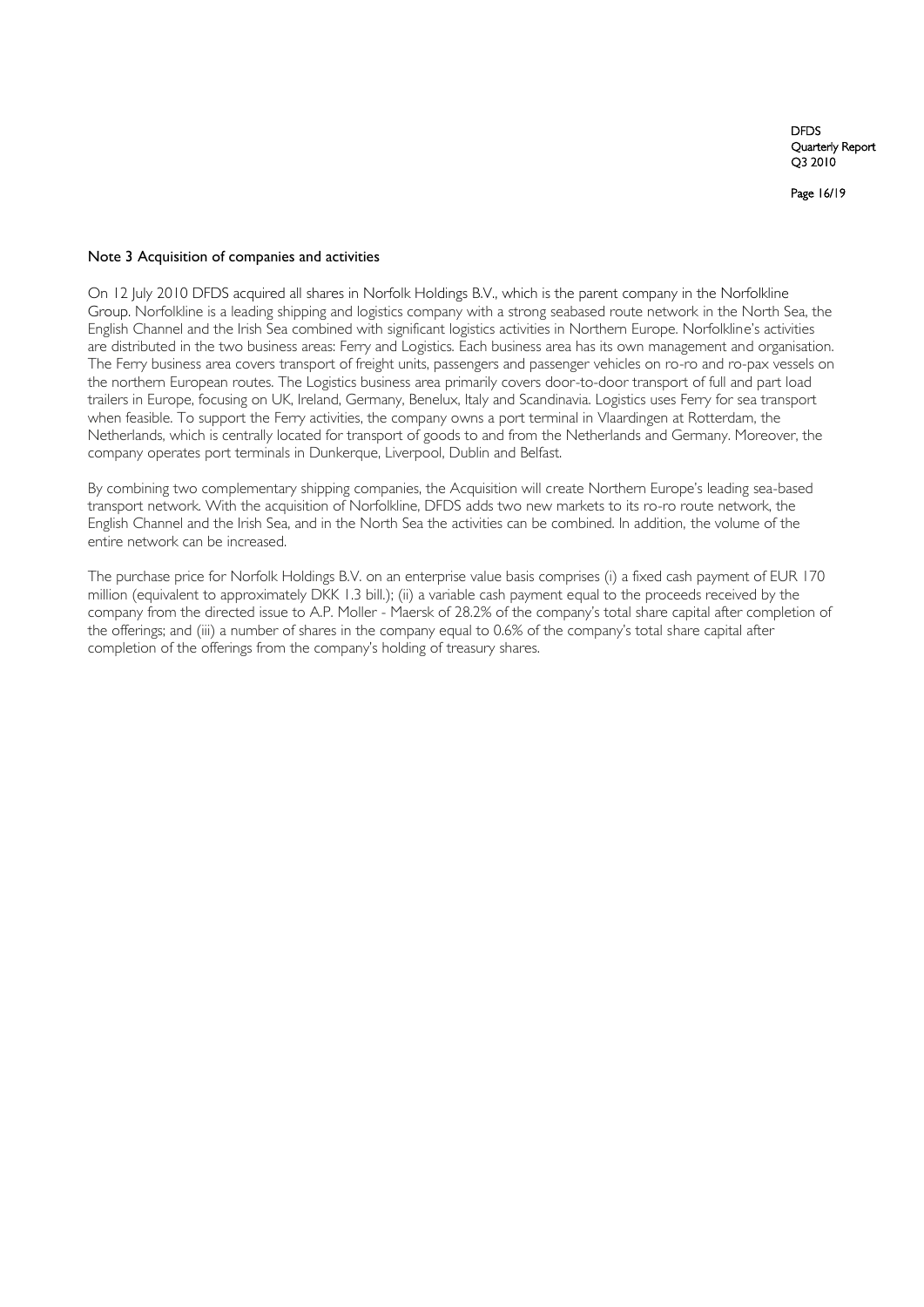## Note 3 Acquisition of companies and activities

On 12 July 2010 DFDS acquired all shares in Norfolk Holdings B.V., which is the parent company in the Norfolkline Group. Norfolkline is a leading shipping and logistics company with a strong seabased route network in the North Sea, the English Channel and the Irish Sea combined with significant logistics activities in Northern Europe. Norfolkline's activities are distributed in the two business areas: Ferry and Logistics. Each business area has its own management and organisation. The Ferry business area covers transport of freight units, passengers and passenger vehicles on ro-ro and ro-pax vessels on the northern European routes. The Logistics business area primarily covers door-to-door transport of full and part load trailers in Europe, focusing on UK, Ireland, Germany, Benelux, Italy and Scandinavia. Logistics uses Ferry for sea transport when feasible. To support the Ferry activities, the company owns a port terminal in Vlaardingen at Rotterdam, the Netherlands, which is centrally located for transport of goods to and from the Netherlands and Germany. Moreover, the company operates port terminals in Dunkerque, Liverpool, Dublin and Belfast.

By combining two complementary shipping companies, the Acquisition will create Northern Europe's leading sea-based transport network. With the acquisition of Norfolkline, DFDS adds two new markets to its ro-ro route network, the English Channel and the Irish Sea, and in the North Sea the activities can be combined. In addition, the volume of the entire network can be increased.

The purchase price for Norfolk Holdings B.V. on an enterprise value basis comprises (i) a fixed cash payment of EUR 170 million (equivalent to approximately DKK 1.3 bill.); (ii) a variable cash payment equal to the proceeds received by the company from the directed issue to A.P. Moller - Maersk of 28.2% of the company's total share capital after completion of the offerings; and (iii) a number of shares in the company equal to 0.6% of the company's total share capital after completion of the offerings from the company's holding of treasury shares.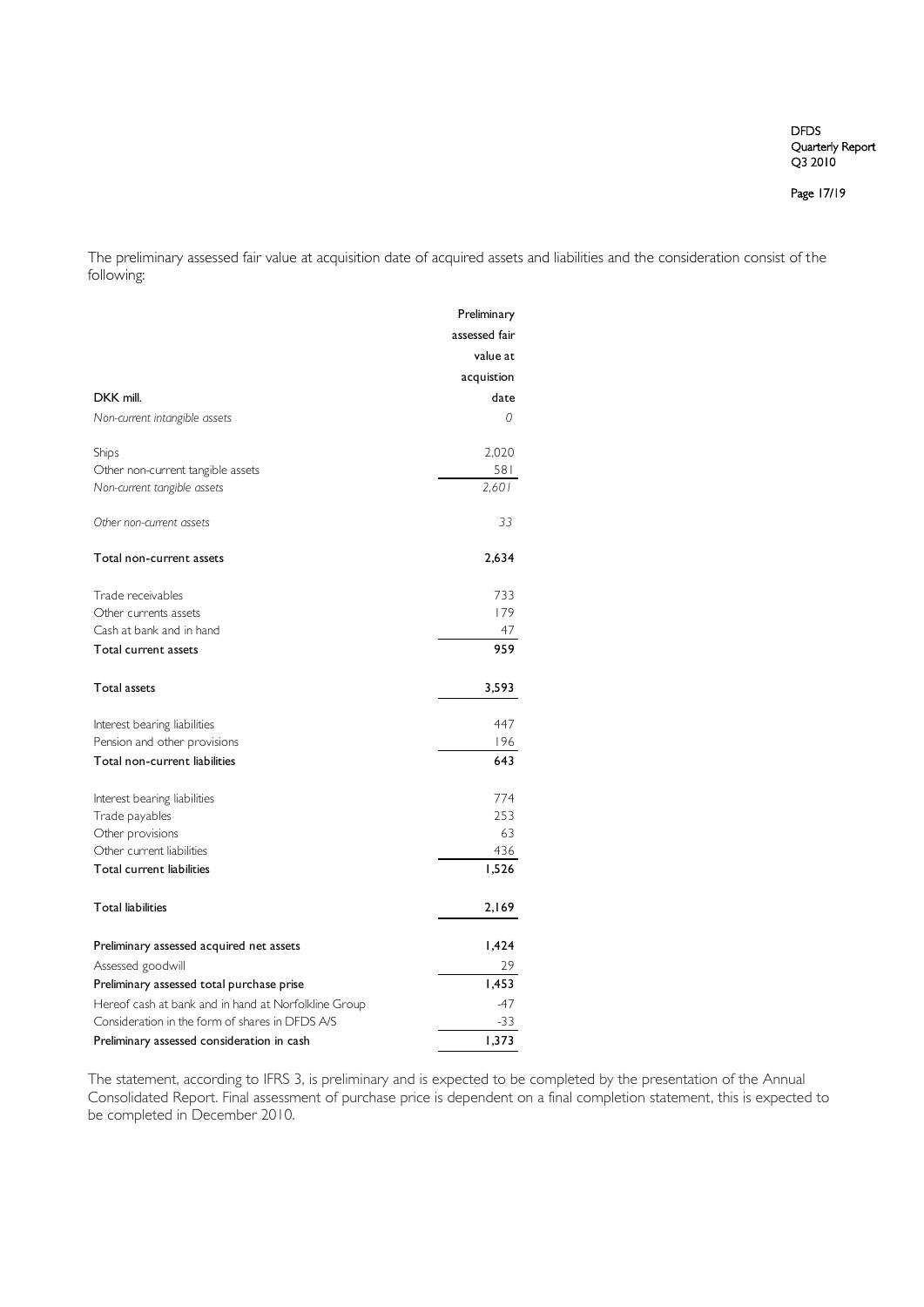The preliminary assessed fair value at acquisition date of acquired assets and liabilities and the consideration consist of the following:

| DKK mill. | Preliminary assessed fair value at acquistion date |
|---|---|
| *Non-current intangible assets* | *0* |
| | |
| Ships | 2,020 |
| Other non-current tangible assets | 581 |
| *Non-current tangible assets* | *2,601* |
| | |
| *Other non-current assets* | *33* |
| | |
| Total non-current assets | 2,634 |
| | |
| Trade receivables | 733 |
| Other currents assets | 179 |
| Cash at bank and in hand | 47 |
| Total current assets | 959 |
| | |
| Total assets | 3,593 |
| | |
| Interest bearing liabilities | 447 |
| Pension and other provisions | 196 |
| Total non-current liabilities | 643 |
| | |
| Interest bearing liabilities | 774 |
| Trade payables | 253 |
| Other provisions | 63 |
| Other current liabilities | 436 |
| Total current liabilities | 1,526 |
| | |
| Total liabilities | 2,169 |
| | |
| Preliminary assessed acquired net assets | 1,424 |
| Assessed goodwill | 29 |
| Preliminary assessed total purchase prise | 1,453 |
| Hereof cash at bank and in hand at Norfolkline Group | -47 |
| Consideration in the form of shares in DFDS A/S | -33 |
| Preliminary assessed consideration in cash | 1,373 |

The statement, according to IFRS 3, is preliminary and is expected to be completed by the presentation of the Annual Consolidated Report. Final assessment of purchase price is dependent on a final completion statement, this is expected to be completed in December 2010.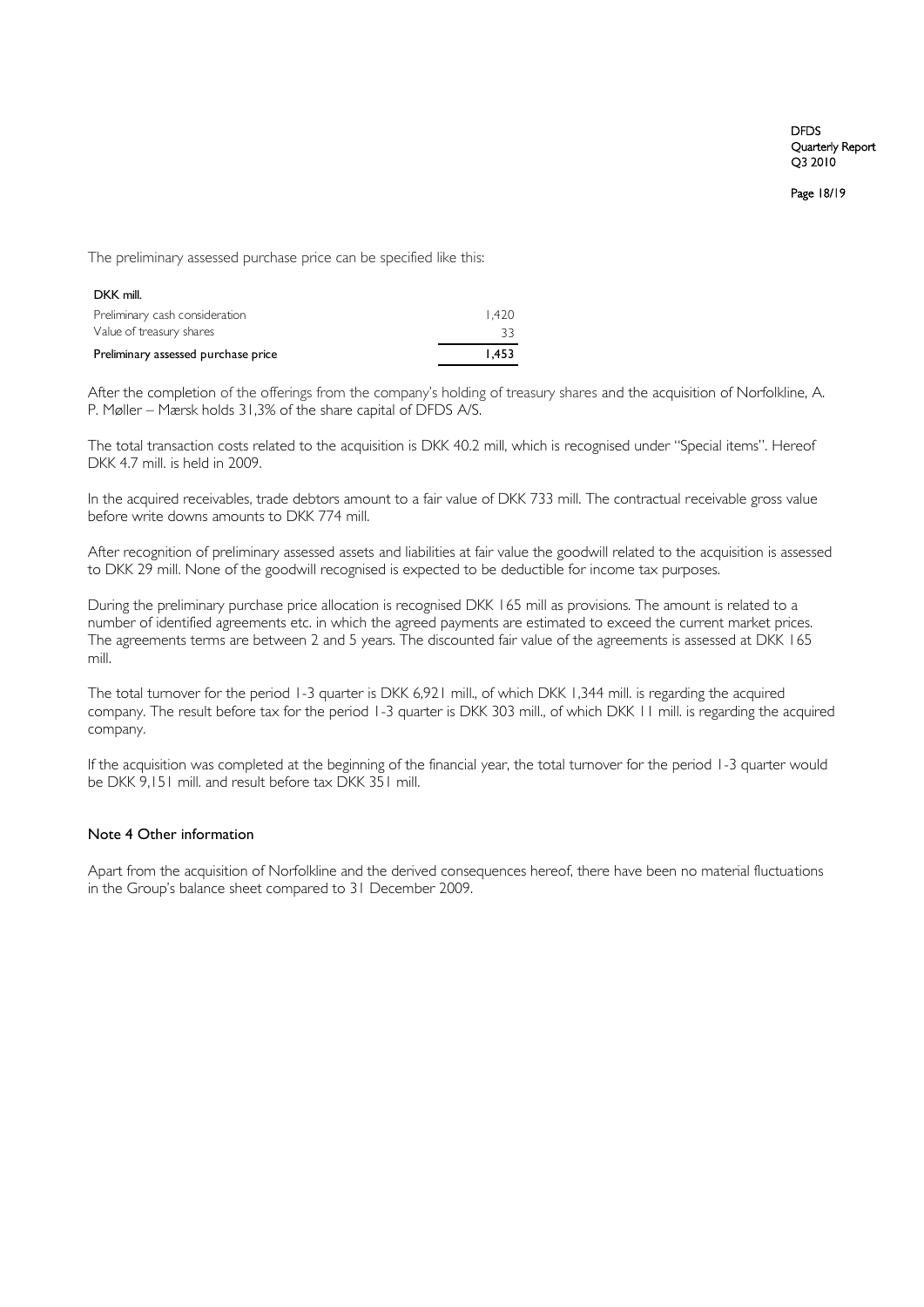The preliminary assessed purchase price can be specified like this:

| DKK mill. | |
|---|---|
| Preliminary cash consideration | 1,420 |
| Value of treasury shares | 33 |
| **Preliminary assessed purchase price** | **1,453** |

After the completion of the offerings from the company's holding of treasury shares and the acquisition of Norfolkline, A. P. Møller – Mærsk holds 31,3% of the share capital of DFDS A/S.

The total transaction costs related to the acquisition is DKK 40.2 mill, which is recognised under "Special items". Hereof DKK 4.7 mill. is held in 2009.

In the acquired receivables, trade debtors amount to a fair value of DKK 733 mill. The contractual receivable gross value before write downs amounts to DKK 774 mill.

After recognition of preliminary assessed assets and liabilities at fair value the goodwill related to the acquisition is assessed to DKK 29 mill. None of the goodwill recognised is expected to be deductible for income tax purposes.

During the preliminary purchase price allocation is recognised DKK 165 mill as provisions. The amount is related to a number of identified agreements etc. in which the agreed payments are estimated to exceed the current market prices. The agreements terms are between 2 and 5 years. The discounted fair value of the agreements is assessed at DKK 165 mill.

The total turnover for the period 1-3 quarter is DKK 6,921 mill., of which DKK 1,344 mill. is regarding the acquired company. The result before tax for the period 1-3 quarter is DKK 303 mill., of which DKK 11 mill. is regarding the acquired company.

If the acquisition was completed at the beginning of the financial year, the total turnover for the period 1-3 quarter would be DKK 9,151 mill. and result before tax DKK 351 mill.

## Note 4 Other information

Apart from the acquisition of Norfolkline and the derived consequences hereof, there have been no material fluctuations in the Group's balance sheet compared to 31 December 2009.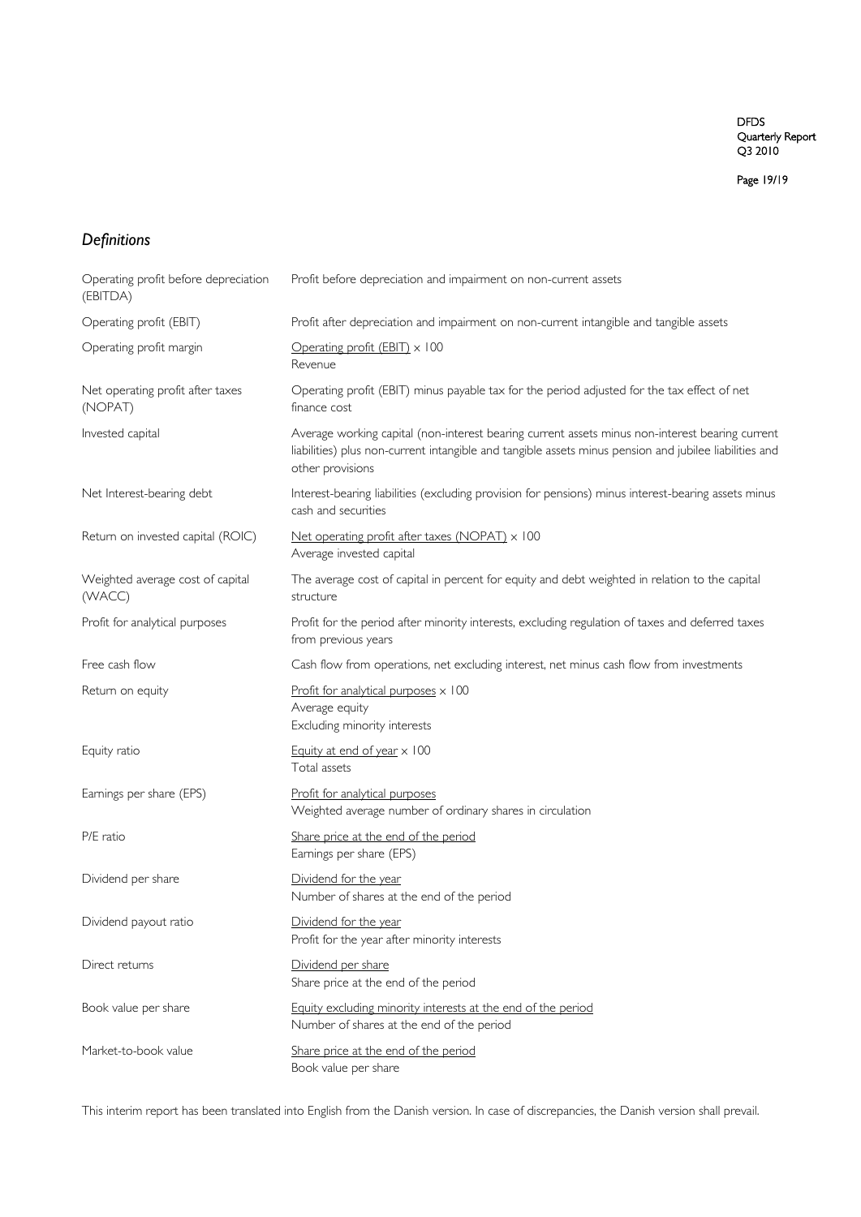## *Definitions*

| | |
|---|---|
| Operating profit before depreciation (EBITDA) | Profit before depreciation and impairment on non-current assets |
| Operating profit (EBIT) | Profit after depreciation and impairment on non-current intangible and tangible assets |
| Operating profit margin | Operating profit (EBIT) × 100<br>Revenue |
| Net operating profit after taxes (NOPAT) | Operating profit (EBIT) minus payable tax for the period adjusted for the tax effect of net finance cost |
| Invested capital | Average working capital (non-interest bearing current assets minus non-interest bearing current liabilities) plus non-current intangible and tangible assets minus pension and jubilee liabilities and other provisions |
| Net Interest-bearing debt | Interest-bearing liabilities (excluding provision for pensions) minus interest-bearing assets minus cash and securities |
| Return on invested capital (ROIC) | Net operating profit after taxes (NOPAT) × 100<br>Average invested capital |
| Weighted average cost of capital (WACC) | The average cost of capital in percent for equity and debt weighted in relation to the capital structure |
| Profit for analytical purposes | Profit for the period after minority interests, excluding regulation of taxes and deferred taxes from previous years |
| Free cash flow | Cash flow from operations, net excluding interest, net minus cash flow from investments |
| Return on equity | Profit for analytical purposes × 100<br>Average equity<br>Excluding minority interests |
| Equity ratio | Equity at end of year × 100<br>Total assets |
| Earnings per share (EPS) | Profit for analytical purposes<br>Weighted average number of ordinary shares in circulation |
| P/E ratio | Share price at the end of the period<br>Earnings per share (EPS) |
| Dividend per share | Dividend for the year<br>Number of shares at the end of the period |
| Dividend payout ratio | Dividend for the year<br>Profit for the year after minority interests |
| Direct returns | Dividend per share<br>Share price at the end of the period |
| Book value per share | Equity excluding minority interests at the end of the period<br>Number of shares at the end of the period |
| Market-to-book value | Share price at the end of the period<br>Book value per share |

This interim report has been translated into English from the Danish version. In case of discrepancies, the Danish version shall prevail.